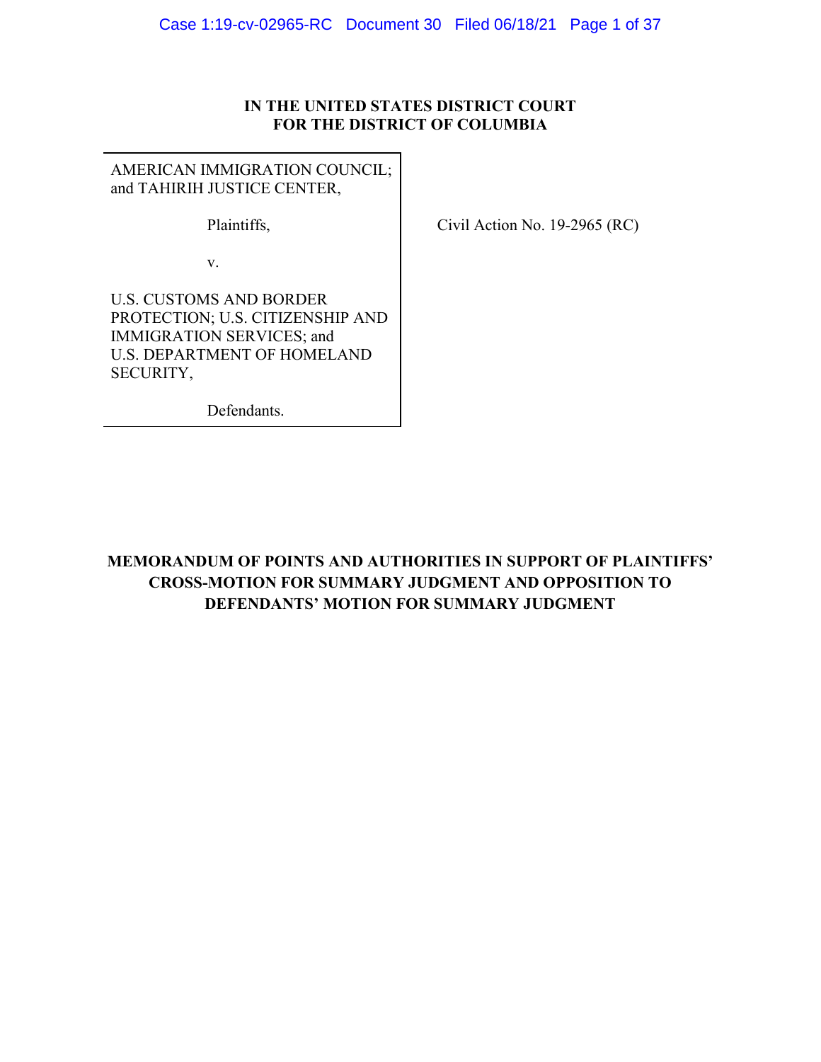**IN THE UNITED STATES DISTRICT COURT**
**FOR THE DISTRICT OF COLUMBIA**

| | |
|---|---|
| AMERICAN IMMIGRATION COUNCIL; and TAHIRIH JUSTICE CENTER,<br><br>Plaintiffs,<br><br>v.<br><br>U.S. CUSTOMS AND BORDER PROTECTION; U.S. CITIZENSHIP AND IMMIGRATION SERVICES; and U.S. DEPARTMENT OF HOMELAND SECURITY,<br><br>Defendants. | Civil Action No. 19-2965 (RC) |

**MEMORANDUM OF POINTS AND AUTHORITIES IN SUPPORT OF PLAINTIFFS' CROSS-MOTION FOR SUMMARY JUDGMENT AND OPPOSITION TO DEFENDANTS' MOTION FOR SUMMARY JUDGMENT**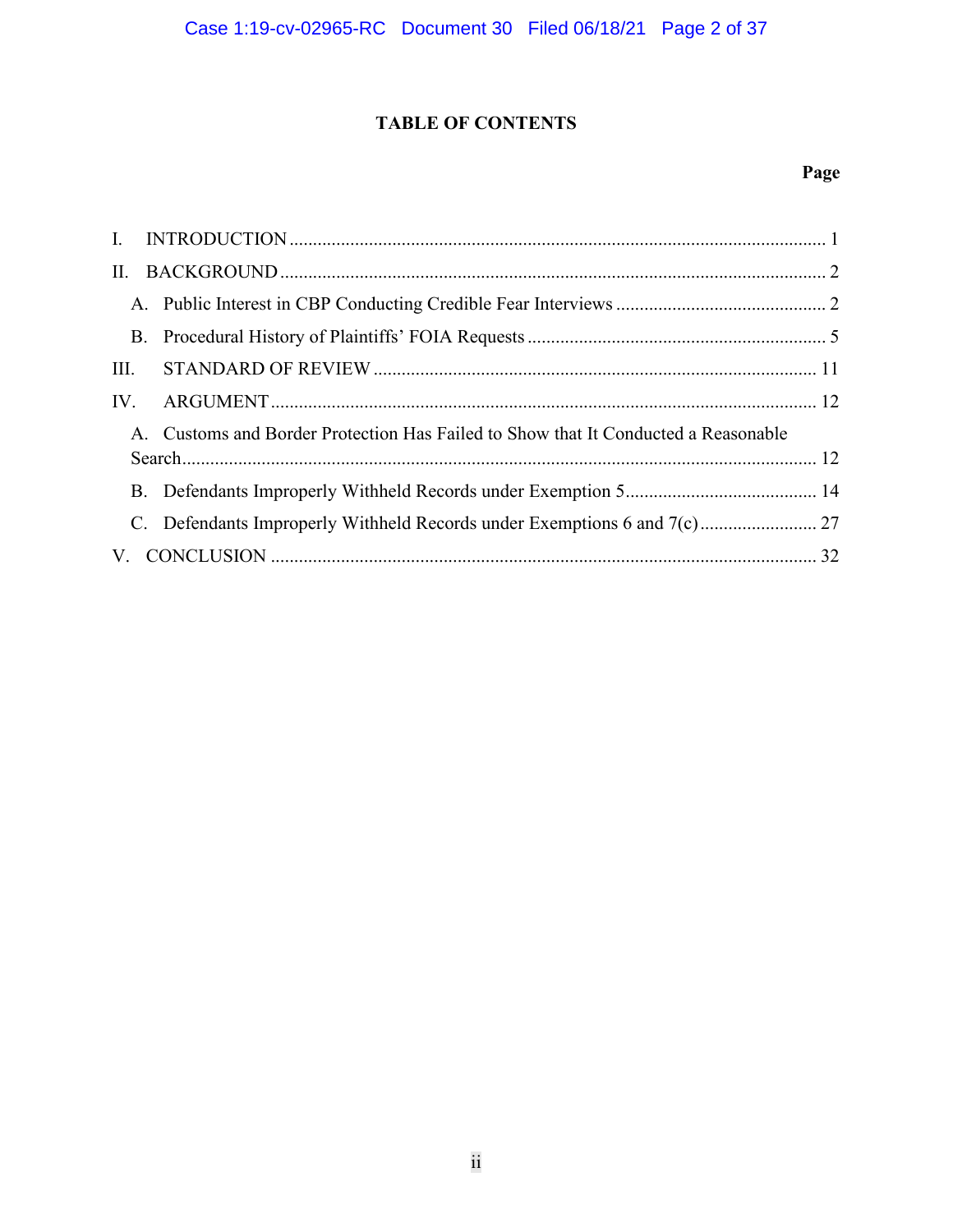# TABLE OF CONTENTS

**Page**

I. INTRODUCTION ........................................................................................................................ 1

II. BACKGROUND ........................................................................................................................ 2

A. Public Interest in CBP Conducting Credible Fear Interviews ............................................. 2

B. Procedural History of Plaintiffs' FOIA Requests ................................................................ 5

III. STANDARD OF REVIEW ..................................................................................................... 11

IV. ARGUMENT ........................................................................................................................... 12

A. Customs and Border Protection Has Failed to Show that It Conducted a Reasonable Search ...................................................................................................................................... 12

B. Defendants Improperly Withheld Records under Exemption 5 ......................................... 14

C. Defendants Improperly Withheld Records under Exemptions 6 and 7(c) ......................... 27

V. CONCLUSION ........................................................................................................................ 32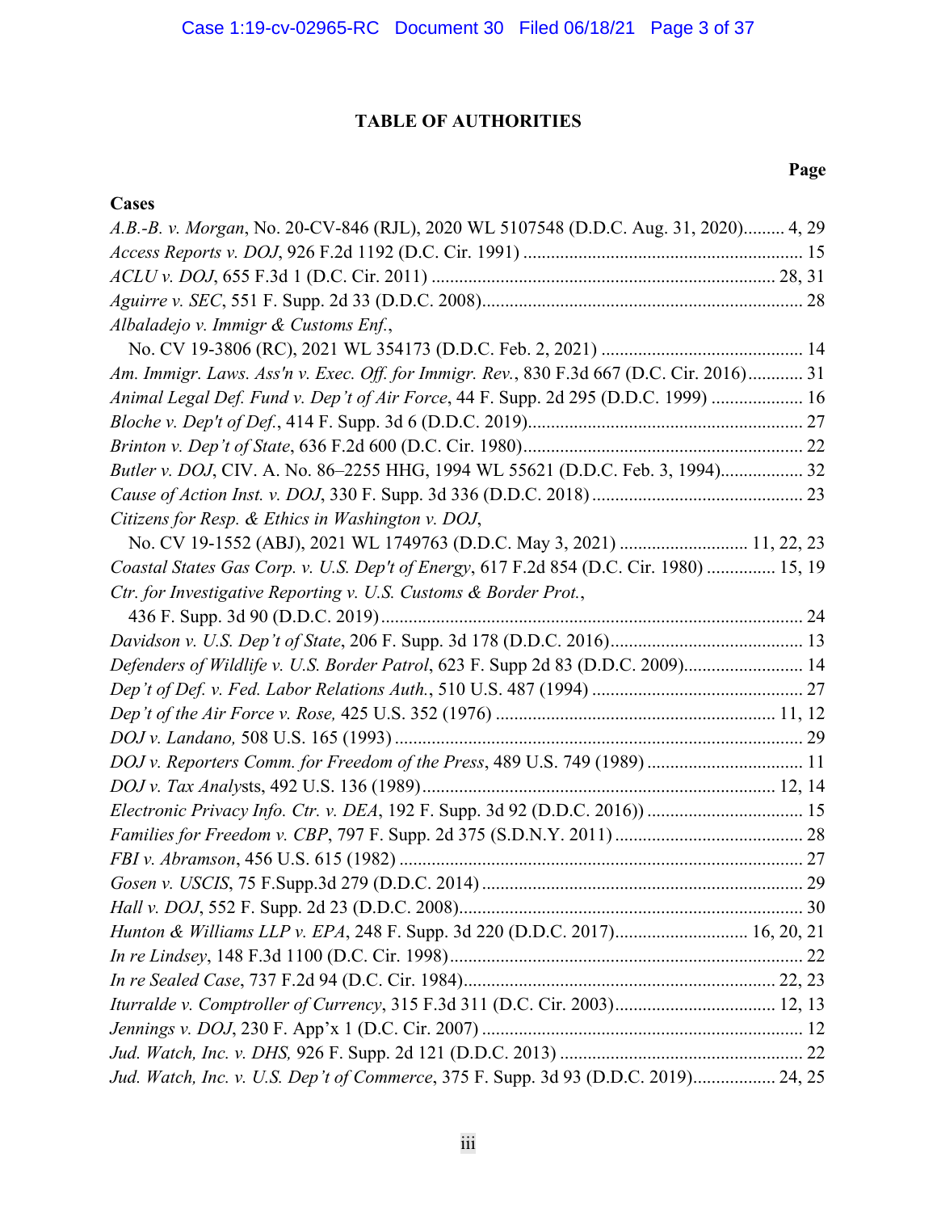# TABLE OF AUTHORITIES

**Page**

**Cases**

*A.B.-B. v. Morgan*, No. 20-CV-846 (RJL), 2020 WL 5107548 (D.D.C. Aug. 31, 2020)......... 4, 29

*Access Reports v. DOJ*, 926 F.2d 1192 (D.C. Cir. 1991) ............................................................. 15

*ACLU v. DOJ*, 655 F.3d 1 (D.C. Cir. 2011) ........................................................................... 28, 31

*Aguirre v. SEC*, 551 F. Supp. 2d 33 (D.D.C. 2008)...................................................................... 28

*Albaladejo v. Immigr & Customs Enf.*,
No. CV 19-3806 (RC), 2021 WL 354173 (D.D.C. Feb. 2, 2021) ............................................ 14

*Am. Immigr. Laws. Ass'n v. Exec. Off. for Immigr. Rev.*, 830 F.3d 667 (D.C. Cir. 2016)............ 31

*Animal Legal Def. Fund v. Dep't of Air Force*, 44 F. Supp. 2d 295 (D.D.C. 1999) .................... 16

*Bloche v. Dep't of Def.*, 414 F. Supp. 3d 6 (D.D.C. 2019)............................................................ 27

*Brinton v. Dep't of State*, 636 F.2d 600 (D.C. Cir. 1980)............................................................. 22

*Butler v. DOJ*, CIV. A. No. 86–2255 HHG, 1994 WL 55621 (D.D.C. Feb. 3, 1994).................. 32

*Cause of Action Inst. v. DOJ*, 330 F. Supp. 3d 336 (D.D.C. 2018) .............................................. 23

*Citizens for Resp. & Ethics in Washington v. DOJ*,
No. CV 19-1552 (ABJ), 2021 WL 1749763 (D.D.C. May 3, 2021) ........................... 11, 22, 23

*Coastal States Gas Corp. v. U.S. Dep't of Energy*, 617 F.2d 854 (D.C. Cir. 1980) ............... 15, 19

*Ctr. for Investigative Reporting v. U.S. Customs & Border Prot.*,
436 F. Supp. 3d 90 (D.D.C. 2019)............................................................................................ 24

*Davidson v. U.S. Dep't of State*, 206 F. Supp. 3d 178 (D.D.C. 2016).......................................... 13

*Defenders of Wildlife v. U.S. Border Patrol*, 623 F. Supp 2d 83 (D.D.C. 2009).......................... 14

*Dep't of Def. v. Fed. Labor Relations Auth.*, 510 U.S. 487 (1994) .............................................. 27

*Dep't of the Air Force v. Rose,* 425 U.S. 352 (1976) ............................................................. 11, 12

*DOJ v. Landano,* 508 U.S. 165 (1993) ......................................................................................... 29

*DOJ v. Reporters Comm. for Freedom of the Press*, 489 U.S. 749 (1989) .................................. 11

*DOJ v. Tax Analy*sts, 492 U.S. 136 (1989)............................................................................. 12, 14

*Electronic Privacy Info. Ctr. v. DEA*, 192 F. Supp. 3d 92 (D.D.C. 2016)) .................................. 15

*Families for Freedom v. CBP*, 797 F. Supp. 2d 375 (S.D.N.Y. 2011) ......................................... 28

*FBI v. Abramson*, 456 U.S. 615 (1982) ........................................................................................ 27

*Gosen v. USCIS*, 75 F.Supp.3d 279 (D.D.C. 2014) ...................................................................... 29

*Hall v. DOJ*, 552 F. Supp. 2d 23 (D.D.C. 2008)........................................................................... 30

*Hunton & Williams LLP v. EPA*, 248 F. Supp. 3d 220 (D.D.C. 2017)............................. 16, 20, 21

*In re Lindsey*, 148 F.3d 1100 (D.C. Cir. 1998)............................................................................. 22

*In re Sealed Case*, 737 F.2d 94 (D.C. Cir. 1984)..................................................................... 22, 23

*Iturralde v. Comptroller of Currency*, 315 F.3d 311 (D.C. Cir. 2003)................................... 12, 13

*Jennings v. DOJ*, 230 F. App'x 1 (D.C. Cir. 2007) ...................................................................... 12

*Jud. Watch, Inc. v. DHS,* 926 F. Supp. 2d 121 (D.D.C. 2013) ..................................................... 22

*Jud. Watch, Inc. v. U.S. Dep't of Commerce*, 375 F. Supp. 3d 93 (D.D.C. 2019).................. 24, 25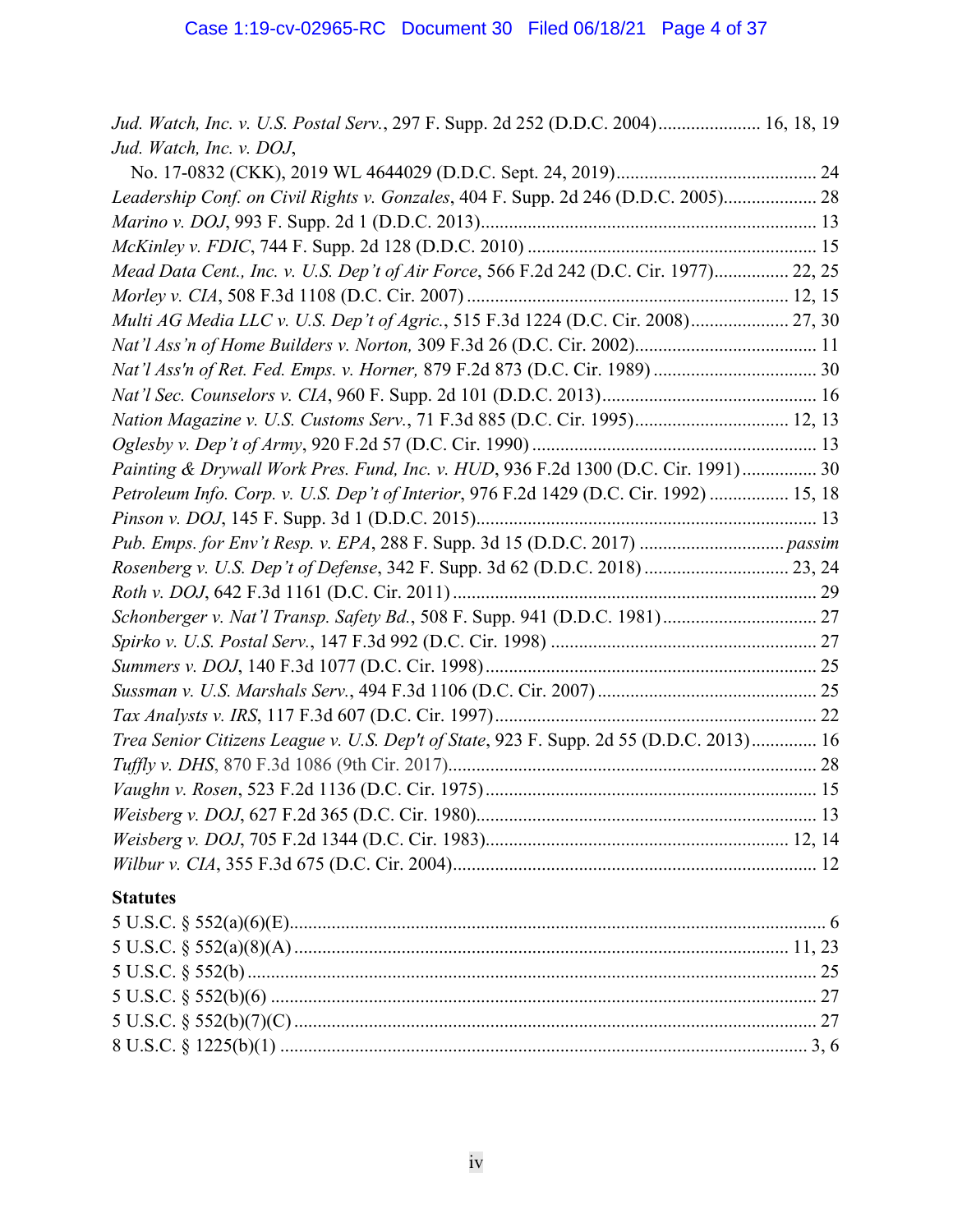*Jud. Watch, Inc. v. U.S. Postal Serv.*, 297 F. Supp. 2d 252 (D.D.C. 2004)...................... 16, 18, 19

*Jud. Watch, Inc. v. DOJ*,
No. 17-0832 (CKK), 2019 WL 4644029 (D.D.C. Sept. 24, 2019)........................................... 24

*Leadership Conf. on Civil Rights v. Gonzales*, 404 F. Supp. 2d 246 (D.D.C. 2005).................... 28

*Marino v. DOJ*, 993 F. Supp. 2d 1 (D.D.C. 2013)........................................................................ 13

*McKinley v. FDIC*, 744 F. Supp. 2d 128 (D.D.C. 2010) .............................................................. 15

*Mead Data Cent., Inc. v. U.S. Dep't of Air Force*, 566 F.2d 242 (D.C. Cir. 1977)................ 22, 25

*Morley v. CIA*, 508 F.3d 1108 (D.C. Cir. 2007) .................................................................... 12, 15

*Multi AG Media LLC v. U.S. Dep't of Agric.*, 515 F.3d 1224 (D.C. Cir. 2008)..................... 27, 30

*Nat'l Ass'n of Home Builders v. Norton,* 309 F.3d 26 (D.C. Cir. 2002)....................................... 11

*Nat'l Ass'n of Ret. Fed. Emps. v. Horner,* 879 F.2d 873 (D.C. Cir. 1989) ................................... 30

*Nat'l Sec. Counselors v. CIA*, 960 F. Supp. 2d 101 (D.D.C. 2013).............................................. 16

*Nation Magazine v. U.S. Customs Serv.*, 71 F.3d 885 (D.C. Cir. 1995)................................. 12, 13

*Oglesby v. Dep't of Army*, 920 F.2d 57 (D.C. Cir. 1990) ............................................................. 13

*Painting & Drywall Work Pres. Fund, Inc. v. HUD*, 936 F.2d 1300 (D.C. Cir. 1991)................ 30

*Petroleum Info. Corp. v. U.S. Dep't of Interior*, 976 F.2d 1429 (D.C. Cir. 1992) ................. 15, 18

*Pinson v. DOJ*, 145 F. Supp. 3d 1 (D.D.C. 2015)......................................................................... 13

*Pub. Emps. for Env't Resp. v. EPA*, 288 F. Supp. 3d 15 (D.D.C. 2017) ............................... *passim*

*Rosenberg v. U.S. Dep't of Defense*, 342 F. Supp. 3d 62 (D.D.C. 2018)............................... 23, 24

*Roth v. DOJ*, 642 F.3d 1161 (D.C. Cir. 2011).............................................................................. 29

*Schonberger v. Nat'l Transp. Safety Bd.*, 508 F. Supp. 941 (D.D.C. 1981)................................ 27

*Spirko v. U.S. Postal Serv.*, 147 F.3d 992 (D.C. Cir. 1998) ......................................................... 27

*Summers v. DOJ*, 140 F.3d 1077 (D.C. Cir. 1998)....................................................................... 25

*Sussman v. U.S. Marshals Serv.*, 494 F.3d 1106 (D.C. Cir. 2007)............................................... 25

*Tax Analysts v. IRS*, 117 F.3d 607 (D.C. Cir. 1997)..................................................................... 22

*Trea Senior Citizens League v. U.S. Dep't of State*, 923 F. Supp. 2d 55 (D.D.C. 2013).............. 16

*Tuffly v. DHS*, 870 F.3d 1086 (9th Cir. 2017)............................................................................... 28

*Vaughn v. Rosen*, 523 F.2d 1136 (D.C. Cir. 1975)....................................................................... 15

*Weisberg v. DOJ*, 627 F.2d 365 (D.C. Cir. 1980)......................................................................... 13

*Weisberg v. DOJ*, 705 F.2d 1344 (D.C. Cir. 1983)................................................................. 12, 14

*Wilbur v. CIA*, 355 F.3d 675 (D.C. Cir. 2004).............................................................................. 12

**Statutes**

5 U.S.C. § 552(a)(6)(E)................................................................................................................... 6

5 U.S.C. § 552(a)(8)(A) .......................................................................................................... 11, 23

5 U.S.C. § 552(b) .......................................................................................................................... 25

5 U.S.C. § 552(b)(6) ...................................................................................................................... 27

5 U.S.C. § 552(b)(7)(C) ................................................................................................................ 27

8 U.S.C. § 1225(b)(1) ................................................................................................................. 3, 6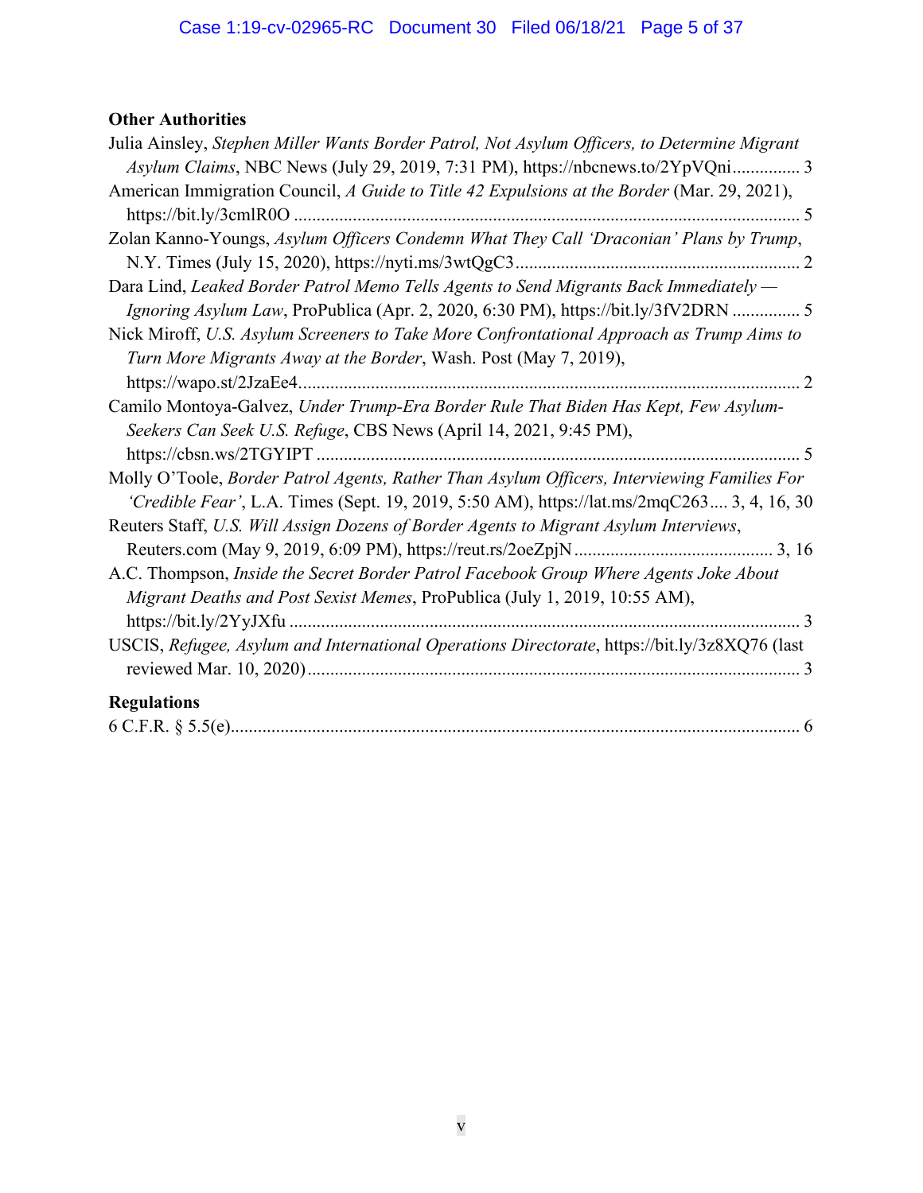### Other Authorities

Julia Ainsley, *Stephen Miller Wants Border Patrol, Not Asylum Officers, to Determine Migrant Asylum Claims*, NBC News (July 29, 2019, 7:31 PM), https://nbcnews.to/2YpVQni............... 3

American Immigration Council, *A Guide to Title 42 Expulsions at the Border* (Mar. 29, 2021), https://bit.ly/3cmlR0O ............................................................................................................... 5

Zolan Kanno-Youngs, *Asylum Officers Condemn What They Call 'Draconian' Plans by Trump*, N.Y. Times (July 15, 2020), https://nyti.ms/3wtQgC3............................................................... 2

Dara Lind, *Leaked Border Patrol Memo Tells Agents to Send Migrants Back Immediately — Ignoring Asylum Law*, ProPublica (Apr. 2, 2020, 6:30 PM), https://bit.ly/3fV2DRN ............... 5

Nick Miroff, *U.S. Asylum Screeners to Take More Confrontational Approach as Trump Aims to Turn More Migrants Away at the Border*, Wash. Post (May 7, 2019), https://wapo.st/2JzaEe4.............................................................................................................. 2

Camilo Montoya-Galvez, *Under Trump-Era Border Rule That Biden Has Kept, Few Asylum-Seekers Can Seek U.S. Refuge*, CBS News (April 14, 2021, 9:45 PM), https://cbsn.ws/2TGYIPT ......................................................................................................... 5

Molly O'Toole, *Border Patrol Agents, Rather Than Asylum Officers, Interviewing Families For 'Credible Fear'*, L.A. Times (Sept. 19, 2019, 5:50 AM), https://lat.ms/2mqC263.... 3, 4, 16, 30

Reuters Staff, *U.S. Will Assign Dozens of Border Agents to Migrant Asylum Interviews*, Reuters.com (May 9, 2019, 6:09 PM), https://reut.rs/2oeZpjN ........................................... 3, 16

A.C. Thompson, *Inside the Secret Border Patrol Facebook Group Where Agents Joke About Migrant Deaths and Post Sexist Memes*, ProPublica (July 1, 2019, 10:55 AM), https://bit.ly/2YyJXfu ............................................................................................................... 3

USCIS, *Refugee, Asylum and International Operations Directorate*, https://bit.ly/3z8XQ76 (last reviewed Mar. 10, 2020)............................................................................................................ 3

### Regulations

6 C.F.R. § 5.5(e)............................................................................................................................. 6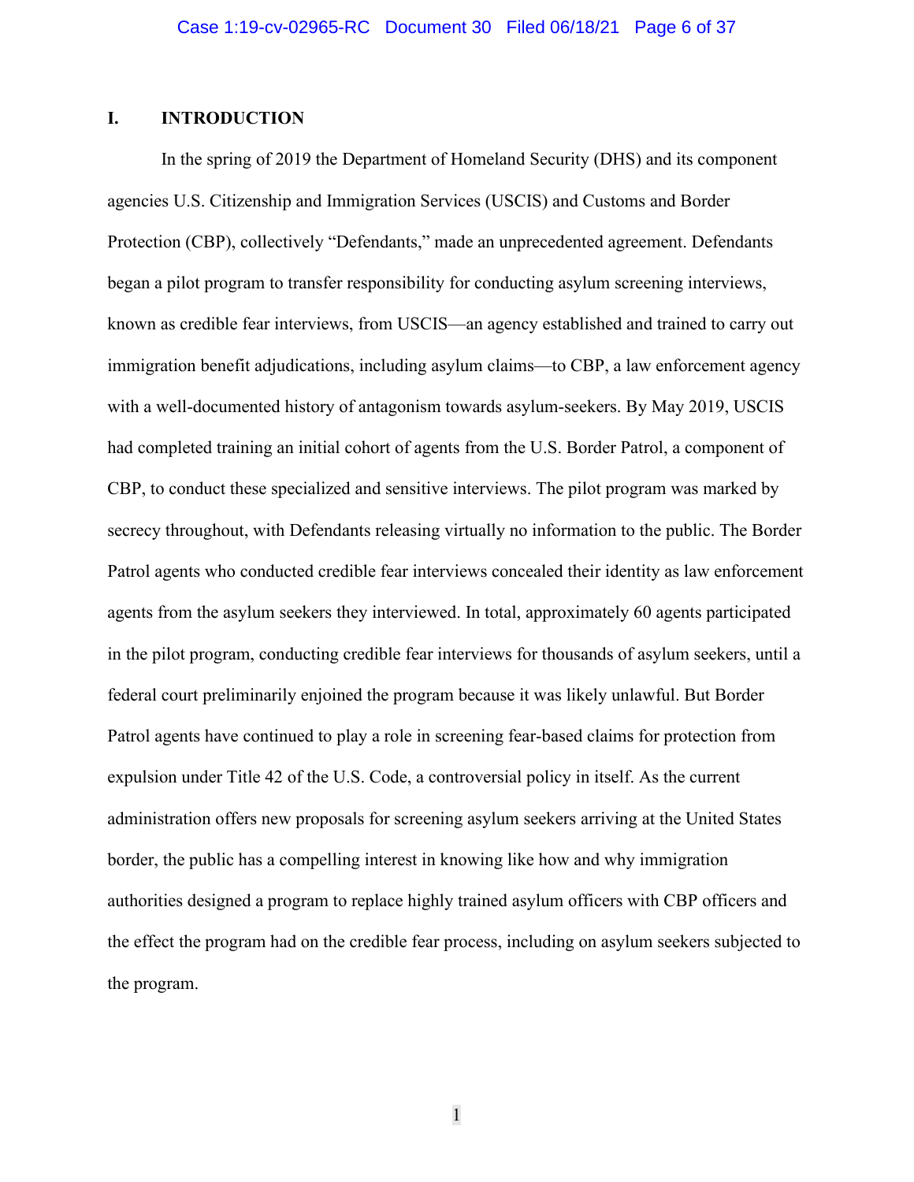## I. INTRODUCTION

In the spring of 2019 the Department of Homeland Security (DHS) and its component agencies U.S. Citizenship and Immigration Services (USCIS) and Customs and Border Protection (CBP), collectively "Defendants," made an unprecedented agreement. Defendants began a pilot program to transfer responsibility for conducting asylum screening interviews, known as credible fear interviews, from USCIS—an agency established and trained to carry out immigration benefit adjudications, including asylum claims—to CBP, a law enforcement agency with a well-documented history of antagonism towards asylum-seekers. By May 2019, USCIS had completed training an initial cohort of agents from the U.S. Border Patrol, a component of CBP, to conduct these specialized and sensitive interviews. The pilot program was marked by secrecy throughout, with Defendants releasing virtually no information to the public. The Border Patrol agents who conducted credible fear interviews concealed their identity as law enforcement agents from the asylum seekers they interviewed. In total, approximately 60 agents participated in the pilot program, conducting credible fear interviews for thousands of asylum seekers, until a federal court preliminarily enjoined the program because it was likely unlawful. But Border Patrol agents have continued to play a role in screening fear-based claims for protection from expulsion under Title 42 of the U.S. Code, a controversial policy in itself. As the current administration offers new proposals for screening asylum seekers arriving at the United States border, the public has a compelling interest in knowing like how and why immigration authorities designed a program to replace highly trained asylum officers with CBP officers and the effect the program had on the credible fear process, including on asylum seekers subjected to the program.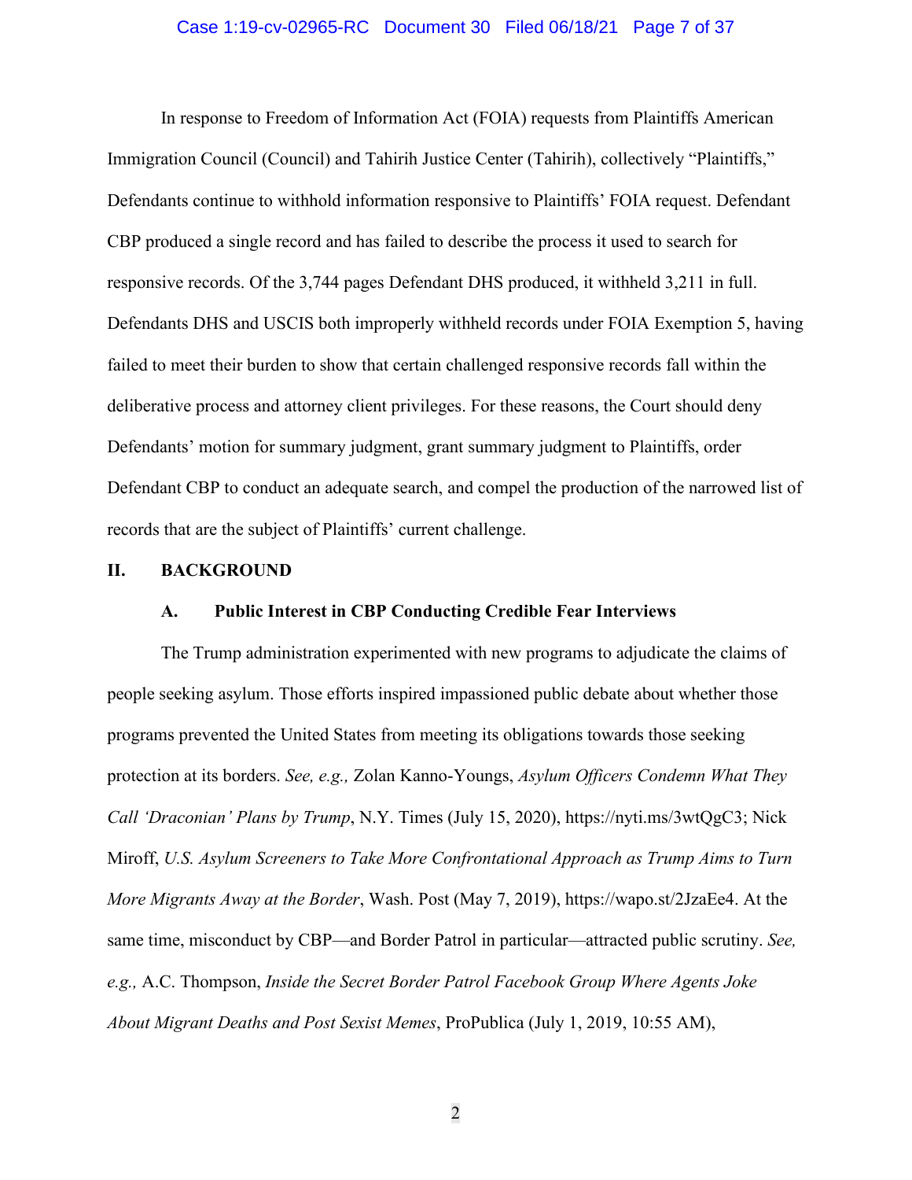In response to Freedom of Information Act (FOIA) requests from Plaintiffs American Immigration Council (Council) and Tahirih Justice Center (Tahirih), collectively "Plaintiffs," Defendants continue to withhold information responsive to Plaintiffs' FOIA request. Defendant CBP produced a single record and has failed to describe the process it used to search for responsive records. Of the 3,744 pages Defendant DHS produced, it withheld 3,211 in full. Defendants DHS and USCIS both improperly withheld records under FOIA Exemption 5, having failed to meet their burden to show that certain challenged responsive records fall within the deliberative process and attorney client privileges. For these reasons, the Court should deny Defendants' motion for summary judgment, grant summary judgment to Plaintiffs, order Defendant CBP to conduct an adequate search, and compel the production of the narrowed list of records that are the subject of Plaintiffs' current challenge.

## II. BACKGROUND

### A. Public Interest in CBP Conducting Credible Fear Interviews

The Trump administration experimented with new programs to adjudicate the claims of people seeking asylum. Those efforts inspired impassioned public debate about whether those programs prevented the United States from meeting its obligations towards those seeking protection at its borders. *See, e.g.,* Zolan Kanno-Youngs, *Asylum Officers Condemn What They Call 'Draconian' Plans by Trump*, N.Y. Times (July 15, 2020), https://nyti.ms/3wtQgC3; Nick Miroff, *U.S. Asylum Screeners to Take More Confrontational Approach as Trump Aims to Turn More Migrants Away at the Border*, Wash. Post (May 7, 2019), https://wapo.st/2JzaEe4. At the same time, misconduct by CBP—and Border Patrol in particular—attracted public scrutiny. *See, e.g.,* A.C. Thompson, *Inside the Secret Border Patrol Facebook Group Where Agents Joke About Migrant Deaths and Post Sexist Memes*, ProPublica (July 1, 2019, 10:55 AM),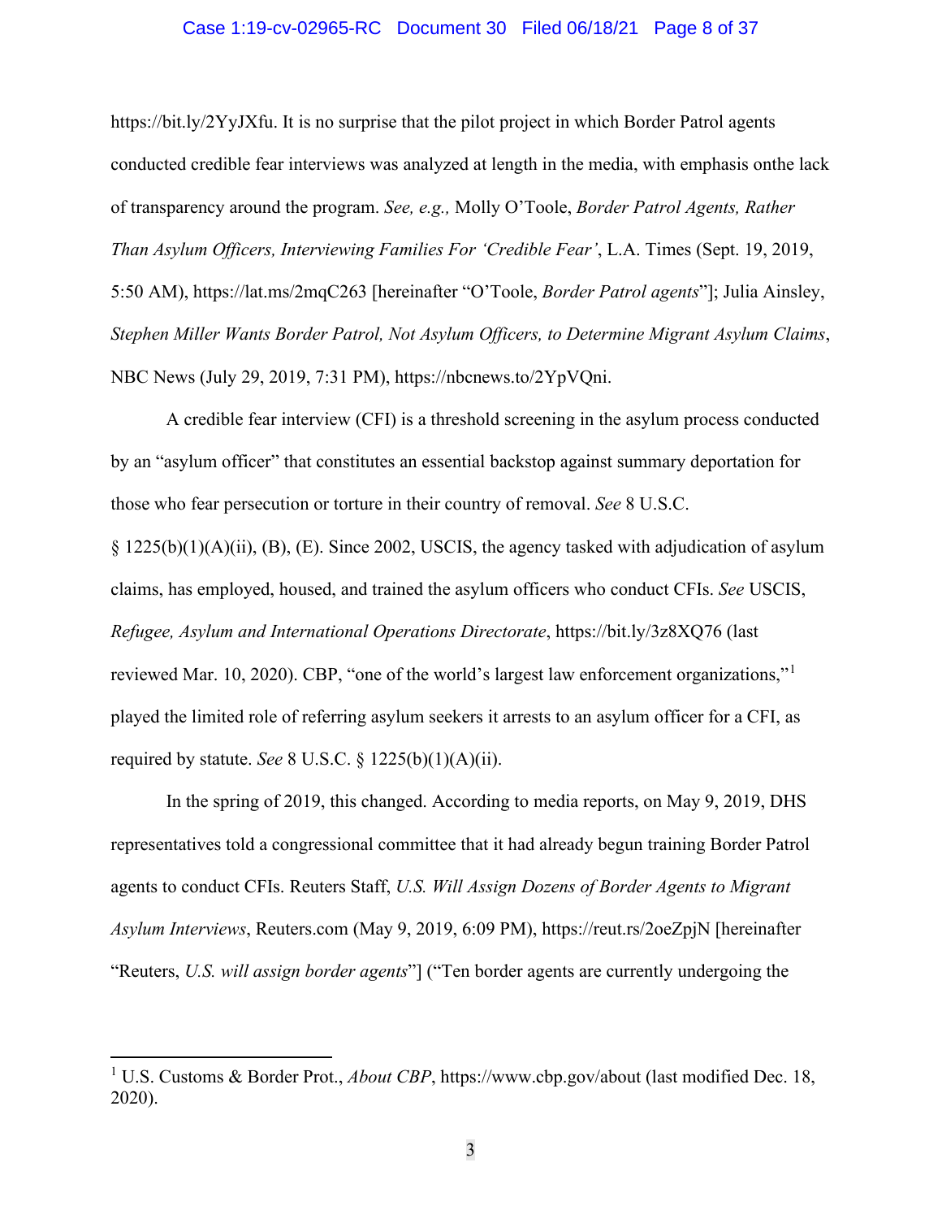https://bit.ly/2YyJXfu. It is no surprise that the pilot project in which Border Patrol agents conducted credible fear interviews was analyzed at length in the media, with emphasis onthe lack of transparency around the program. *See, e.g.,* Molly O'Toole, *Border Patrol Agents, Rather Than Asylum Officers, Interviewing Families For 'Credible Fear'*, L.A. Times (Sept. 19, 2019, 5:50 AM), https://lat.ms/2mqC263 [hereinafter "O'Toole, *Border Patrol agents*"]; Julia Ainsley, *Stephen Miller Wants Border Patrol, Not Asylum Officers, to Determine Migrant Asylum Claims*, NBC News (July 29, 2019, 7:31 PM), https://nbcnews.to/2YpVQni.

A credible fear interview (CFI) is a threshold screening in the asylum process conducted by an "asylum officer" that constitutes an essential backstop against summary deportation for those who fear persecution or torture in their country of removal. *See* 8 U.S.C. § 1225(b)(1)(A)(ii), (B), (E). Since 2002, USCIS, the agency tasked with adjudication of asylum claims, has employed, housed, and trained the asylum officers who conduct CFIs. *See* USCIS, *Refugee, Asylum and International Operations Directorate*, https://bit.ly/3z8XQ76 (last reviewed Mar. 10, 2020). CBP, "one of the world's largest law enforcement organizations,"[1] played the limited role of referring asylum seekers it arrests to an asylum officer for a CFI, as required by statute. *See* 8 U.S.C. § 1225(b)(1)(A)(ii).

In the spring of 2019, this changed. According to media reports, on May 9, 2019, DHS representatives told a congressional committee that it had already begun training Border Patrol agents to conduct CFIs. Reuters Staff, *U.S. Will Assign Dozens of Border Agents to Migrant Asylum Interviews*, Reuters.com (May 9, 2019, 6:09 PM), https://reut.rs/2oeZpjN [hereinafter "Reuters, *U.S. will assign border agents*"] ("Ten border agents are currently undergoing the

---

[1] U.S. Customs & Border Prot., *About CBP*, https://www.cbp.gov/about (last modified Dec. 18, 2020).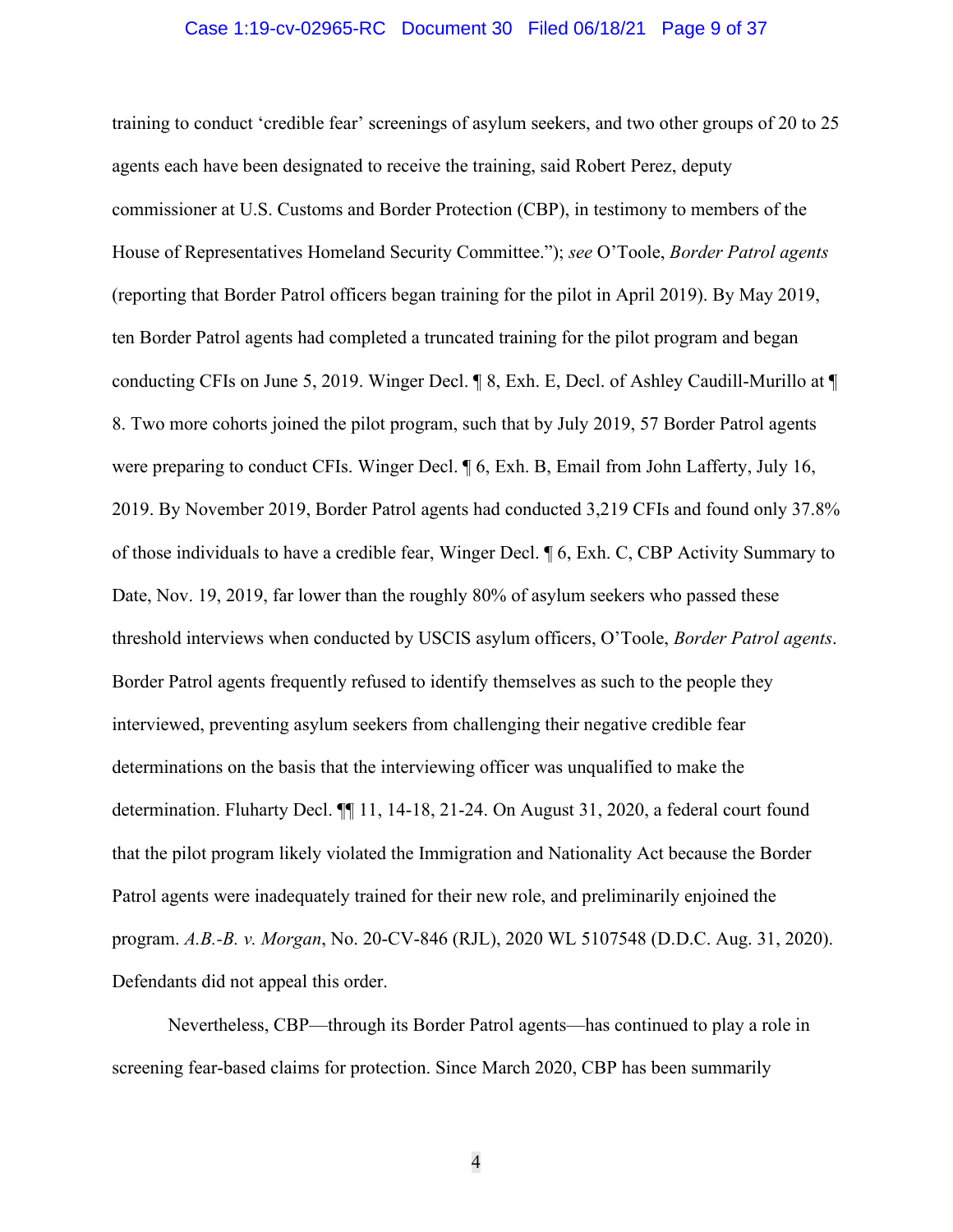training to conduct 'credible fear' screenings of asylum seekers, and two other groups of 20 to 25 agents each have been designated to receive the training, said Robert Perez, deputy commissioner at U.S. Customs and Border Protection (CBP), in testimony to members of the House of Representatives Homeland Security Committee."); *see* O'Toole, *Border Patrol agents* (reporting that Border Patrol officers began training for the pilot in April 2019). By May 2019, ten Border Patrol agents had completed a truncated training for the pilot program and began conducting CFIs on June 5, 2019. Winger Decl. ¶ 8, Exh. E, Decl. of Ashley Caudill-Murillo at ¶ 8. Two more cohorts joined the pilot program, such that by July 2019, 57 Border Patrol agents were preparing to conduct CFIs. Winger Decl. ¶ 6, Exh. B, Email from John Lafferty, July 16, 2019. By November 2019, Border Patrol agents had conducted 3,219 CFIs and found only 37.8% of those individuals to have a credible fear, Winger Decl. ¶ 6, Exh. C, CBP Activity Summary to Date, Nov. 19, 2019, far lower than the roughly 80% of asylum seekers who passed these threshold interviews when conducted by USCIS asylum officers, O'Toole, *Border Patrol agents*. Border Patrol agents frequently refused to identify themselves as such to the people they interviewed, preventing asylum seekers from challenging their negative credible fear determinations on the basis that the interviewing officer was unqualified to make the determination. Fluharty Decl. ¶¶ 11, 14-18, 21-24. On August 31, 2020, a federal court found that the pilot program likely violated the Immigration and Nationality Act because the Border Patrol agents were inadequately trained for their new role, and preliminarily enjoined the program. *A.B.-B. v. Morgan*, No. 20-CV-846 (RJL), 2020 WL 5107548 (D.D.C. Aug. 31, 2020). Defendants did not appeal this order.

Nevertheless, CBP—through its Border Patrol agents—has continued to play a role in screening fear-based claims for protection. Since March 2020, CBP has been summarily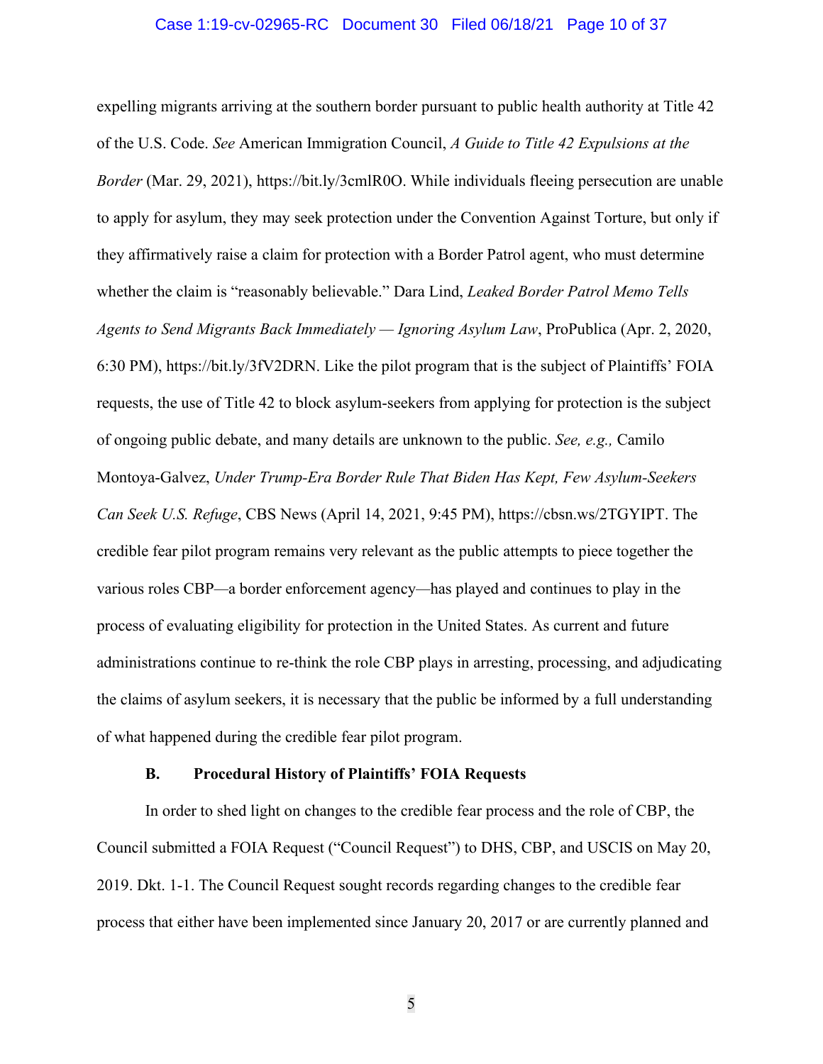expelling migrants arriving at the southern border pursuant to public health authority at Title 42 of the U.S. Code. *See* American Immigration Council, *A Guide to Title 42 Expulsions at the Border* (Mar. 29, 2021), https://bit.ly/3cmlR0O. While individuals fleeing persecution are unable to apply for asylum, they may seek protection under the Convention Against Torture, but only if they affirmatively raise a claim for protection with a Border Patrol agent, who must determine whether the claim is "reasonably believable." Dara Lind, *Leaked Border Patrol Memo Tells Agents to Send Migrants Back Immediately — Ignoring Asylum Law*, ProPublica (Apr. 2, 2020, 6:30 PM), https://bit.ly/3fV2DRN. Like the pilot program that is the subject of Plaintiffs' FOIA requests, the use of Title 42 to block asylum-seekers from applying for protection is the subject of ongoing public debate, and many details are unknown to the public. *See, e.g.,* Camilo Montoya-Galvez, *Under Trump-Era Border Rule That Biden Has Kept, Few Asylum-Seekers Can Seek U.S. Refuge*, CBS News (April 14, 2021, 9:45 PM), https://cbsn.ws/2TGYIPT. The credible fear pilot program remains very relevant as the public attempts to piece together the various roles CBP—a border enforcement agency—has played and continues to play in the process of evaluating eligibility for protection in the United States. As current and future administrations continue to re-think the role CBP plays in arresting, processing, and adjudicating the claims of asylum seekers, it is necessary that the public be informed by a full understanding of what happened during the credible fear pilot program.

### B. Procedural History of Plaintiffs' FOIA Requests

In order to shed light on changes to the credible fear process and the role of CBP, the Council submitted a FOIA Request ("Council Request") to DHS, CBP, and USCIS on May 20, 2019. Dkt. 1-1. The Council Request sought records regarding changes to the credible fear process that either have been implemented since January 20, 2017 or are currently planned and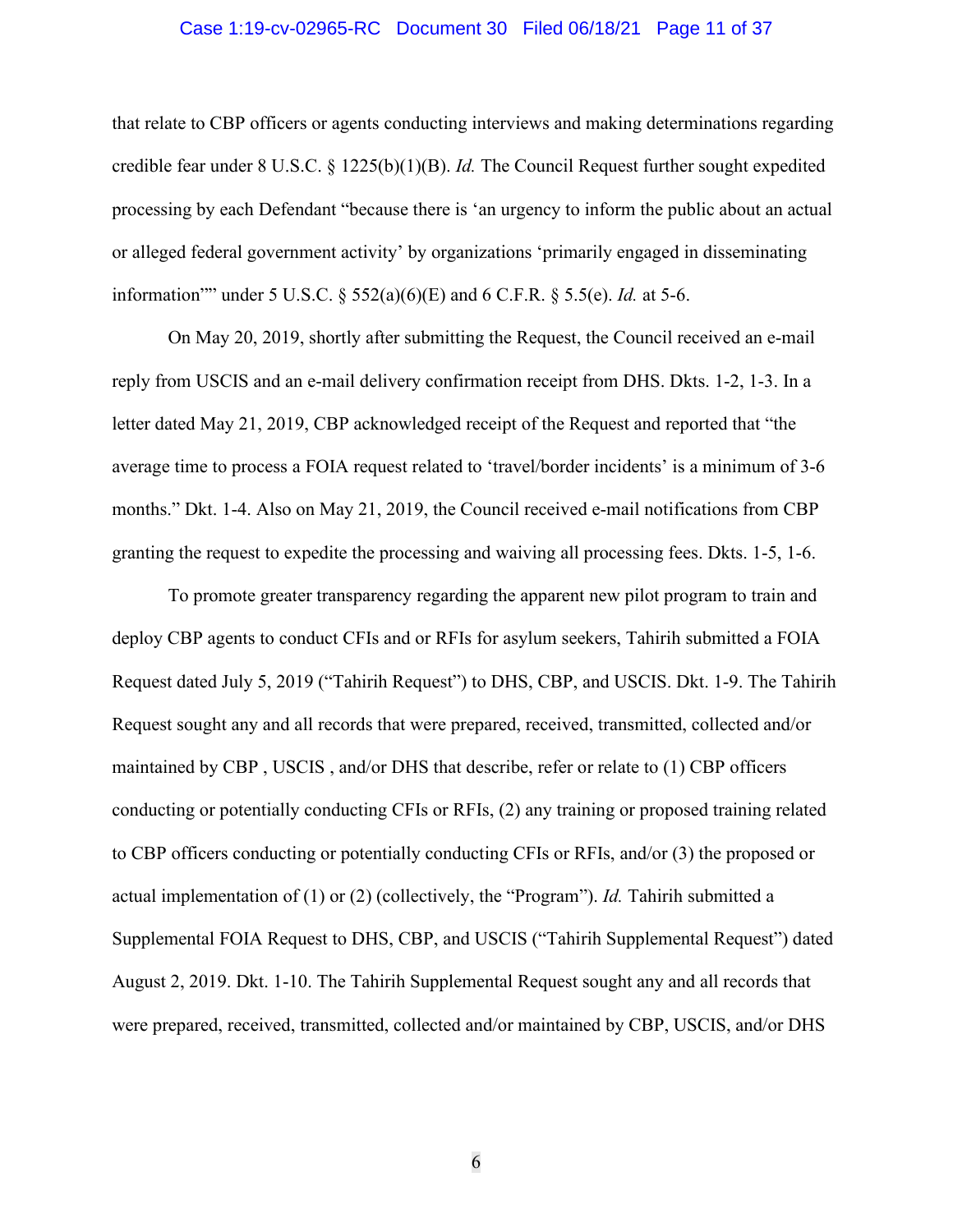that relate to CBP officers or agents conducting interviews and making determinations regarding credible fear under 8 U.S.C. § 1225(b)(1)(B). *Id.* The Council Request further sought expedited processing by each Defendant "because there is 'an urgency to inform the public about an actual or alleged federal government activity' by organizations 'primarily engaged in disseminating information''" under 5 U.S.C. § 552(a)(6)(E) and 6 C.F.R. § 5.5(e). *Id.* at 5-6.

On May 20, 2019, shortly after submitting the Request, the Council received an e-mail reply from USCIS and an e-mail delivery confirmation receipt from DHS. Dkts. 1-2, 1-3. In a letter dated May 21, 2019, CBP acknowledged receipt of the Request and reported that "the average time to process a FOIA request related to 'travel/border incidents' is a minimum of 3-6 months." Dkt. 1-4. Also on May 21, 2019, the Council received e-mail notifications from CBP granting the request to expedite the processing and waiving all processing fees. Dkts. 1-5, 1-6.

To promote greater transparency regarding the apparent new pilot program to train and deploy CBP agents to conduct CFIs and or RFIs for asylum seekers, Tahirih submitted a FOIA Request dated July 5, 2019 ("Tahirih Request") to DHS, CBP, and USCIS. Dkt. 1-9. The Tahirih Request sought any and all records that were prepared, received, transmitted, collected and/or maintained by CBP , USCIS , and/or DHS that describe, refer or relate to (1) CBP officers conducting or potentially conducting CFIs or RFIs, (2) any training or proposed training related to CBP officers conducting or potentially conducting CFIs or RFIs, and/or (3) the proposed or actual implementation of (1) or (2) (collectively, the "Program"). *Id.* Tahirih submitted a Supplemental FOIA Request to DHS, CBP, and USCIS ("Tahirih Supplemental Request") dated August 2, 2019. Dkt. 1-10. The Tahirih Supplemental Request sought any and all records that were prepared, received, transmitted, collected and/or maintained by CBP, USCIS, and/or DHS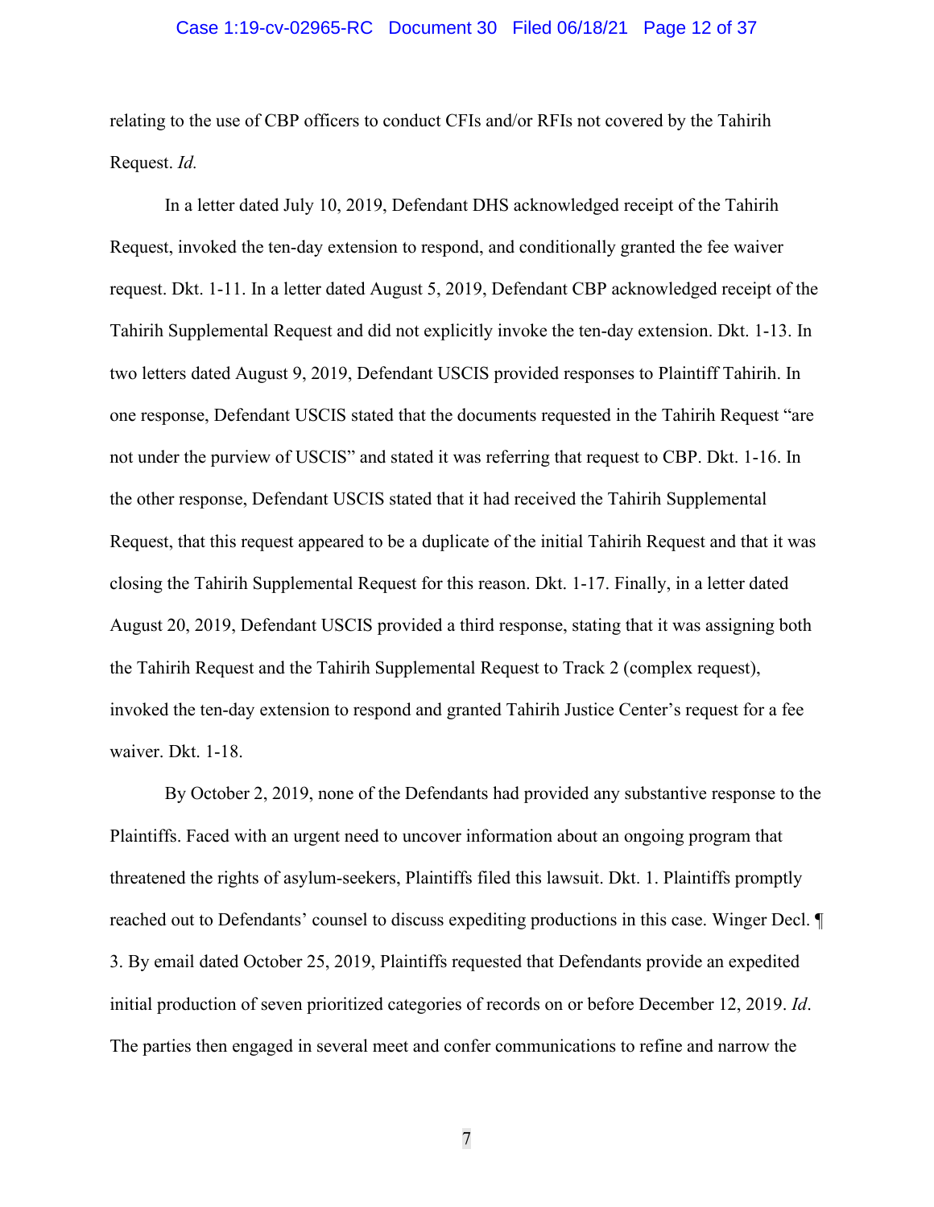relating to the use of CBP officers to conduct CFIs and/or RFIs not covered by the Tahirih Request. *Id.*

In a letter dated July 10, 2019, Defendant DHS acknowledged receipt of the Tahirih Request, invoked the ten-day extension to respond, and conditionally granted the fee waiver request. Dkt. 1-11. In a letter dated August 5, 2019, Defendant CBP acknowledged receipt of the Tahirih Supplemental Request and did not explicitly invoke the ten-day extension. Dkt. 1-13. In two letters dated August 9, 2019, Defendant USCIS provided responses to Plaintiff Tahirih. In one response, Defendant USCIS stated that the documents requested in the Tahirih Request "are not under the purview of USCIS" and stated it was referring that request to CBP. Dkt. 1-16. In the other response, Defendant USCIS stated that it had received the Tahirih Supplemental Request, that this request appeared to be a duplicate of the initial Tahirih Request and that it was closing the Tahirih Supplemental Request for this reason. Dkt. 1-17. Finally, in a letter dated August 20, 2019, Defendant USCIS provided a third response, stating that it was assigning both the Tahirih Request and the Tahirih Supplemental Request to Track 2 (complex request), invoked the ten-day extension to respond and granted Tahirih Justice Center's request for a fee waiver. Dkt. 1-18.

By October 2, 2019, none of the Defendants had provided any substantive response to the Plaintiffs. Faced with an urgent need to uncover information about an ongoing program that threatened the rights of asylum-seekers, Plaintiffs filed this lawsuit. Dkt. 1. Plaintiffs promptly reached out to Defendants' counsel to discuss expediting productions in this case. Winger Decl. ¶ 3. By email dated October 25, 2019, Plaintiffs requested that Defendants provide an expedited initial production of seven prioritized categories of records on or before December 12, 2019. *Id*. The parties then engaged in several meet and confer communications to refine and narrow the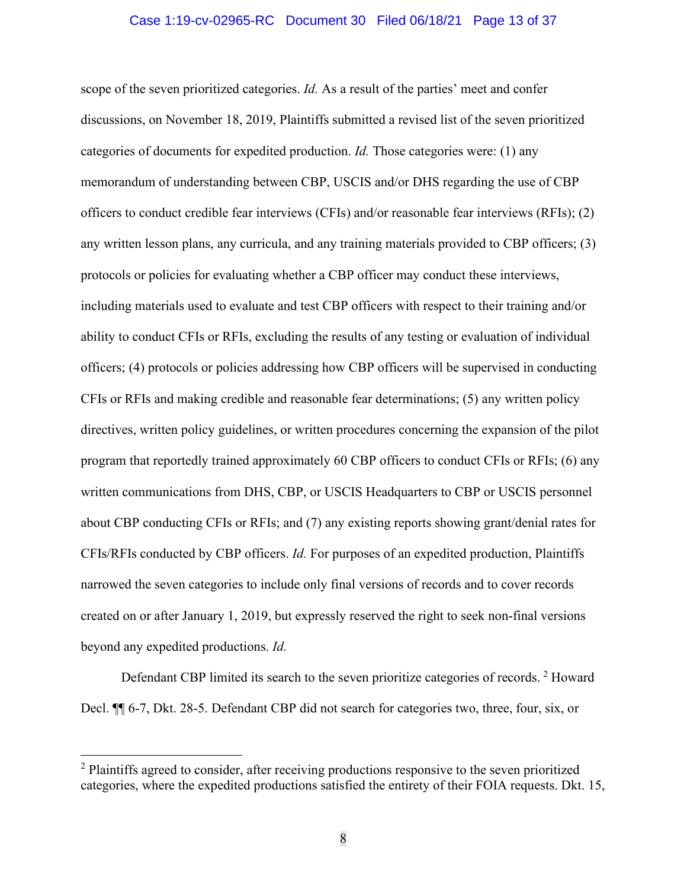scope of the seven prioritized categories. *Id.* As a result of the parties' meet and confer discussions, on November 18, 2019, Plaintiffs submitted a revised list of the seven prioritized categories of documents for expedited production. *Id.* Those categories were: (1) any memorandum of understanding between CBP, USCIS and/or DHS regarding the use of CBP officers to conduct credible fear interviews (CFIs) and/or reasonable fear interviews (RFIs); (2) any written lesson plans, any curricula, and any training materials provided to CBP officers; (3) protocols or policies for evaluating whether a CBP officer may conduct these interviews, including materials used to evaluate and test CBP officers with respect to their training and/or ability to conduct CFIs or RFIs, excluding the results of any testing or evaluation of individual officers; (4) protocols or policies addressing how CBP officers will be supervised in conducting CFIs or RFIs and making credible and reasonable fear determinations; (5) any written policy directives, written policy guidelines, or written procedures concerning the expansion of the pilot program that reportedly trained approximately 60 CBP officers to conduct CFIs or RFIs; (6) any written communications from DHS, CBP, or USCIS Headquarters to CBP or USCIS personnel about CBP conducting CFIs or RFIs; and (7) any existing reports showing grant/denial rates for CFIs/RFIs conducted by CBP officers. *Id.* For purposes of an expedited production, Plaintiffs narrowed the seven categories to include only final versions of records and to cover records created on or after January 1, 2019, but expressly reserved the right to seek non-final versions beyond any expedited productions. *Id.*

Defendant CBP limited its search to the seven prioritize categories of records. [2] Howard Decl. ¶¶ 6-7, Dkt. 28-5. Defendant CBP did not search for categories two, three, four, six, or

[2] Plaintiffs agreed to consider, after receiving productions responsive to the seven prioritized categories, where the expedited productions satisfied the entirety of their FOIA requests. Dkt. 15,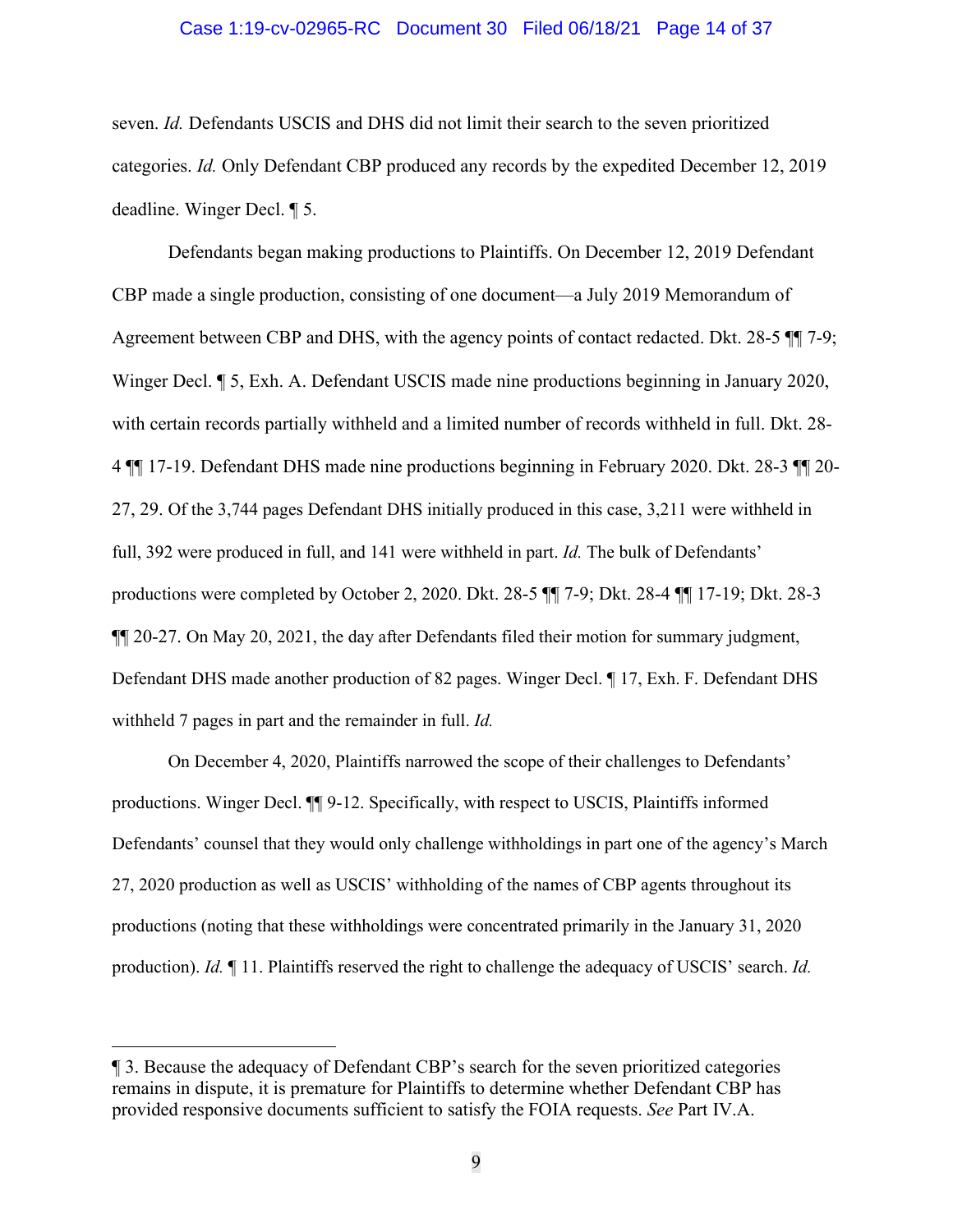seven. *Id.* Defendants USCIS and DHS did not limit their search to the seven prioritized categories. *Id.* Only Defendant CBP produced any records by the expedited December 12, 2019 deadline. Winger Decl. ¶ 5.

Defendants began making productions to Plaintiffs. On December 12, 2019 Defendant CBP made a single production, consisting of one document—a July 2019 Memorandum of Agreement between CBP and DHS, with the agency points of contact redacted. Dkt. 28-5 ¶¶ 7-9; Winger Decl. ¶ 5, Exh. A. Defendant USCIS made nine productions beginning in January 2020, with certain records partially withheld and a limited number of records withheld in full. Dkt. 28-4 ¶¶ 17-19. Defendant DHS made nine productions beginning in February 2020. Dkt. 28-3 ¶¶ 20-27, 29. Of the 3,744 pages Defendant DHS initially produced in this case, 3,211 were withheld in full, 392 were produced in full, and 141 were withheld in part. *Id.* The bulk of Defendants' productions were completed by October 2, 2020. Dkt. 28-5 ¶¶ 7-9; Dkt. 28-4 ¶¶ 17-19; Dkt. 28-3 ¶¶ 20-27. On May 20, 2021, the day after Defendants filed their motion for summary judgment, Defendant DHS made another production of 82 pages. Winger Decl. ¶ 17, Exh. F. Defendant DHS withheld 7 pages in part and the remainder in full. *Id.*

On December 4, 2020, Plaintiffs narrowed the scope of their challenges to Defendants' productions. Winger Decl. ¶¶ 9-12. Specifically, with respect to USCIS, Plaintiffs informed Defendants' counsel that they would only challenge withholdings in part one of the agency's March 27, 2020 production as well as USCIS' withholding of the names of CBP agents throughout its productions (noting that these withholdings were concentrated primarily in the January 31, 2020 production). *Id.* ¶ 11. Plaintiffs reserved the right to challenge the adequacy of USCIS' search. *Id.*

---

¶ 3. Because the adequacy of Defendant CBP's search for the seven prioritized categories remains in dispute, it is premature for Plaintiffs to determine whether Defendant CBP has provided responsive documents sufficient to satisfy the FOIA requests. *See* Part IV.A.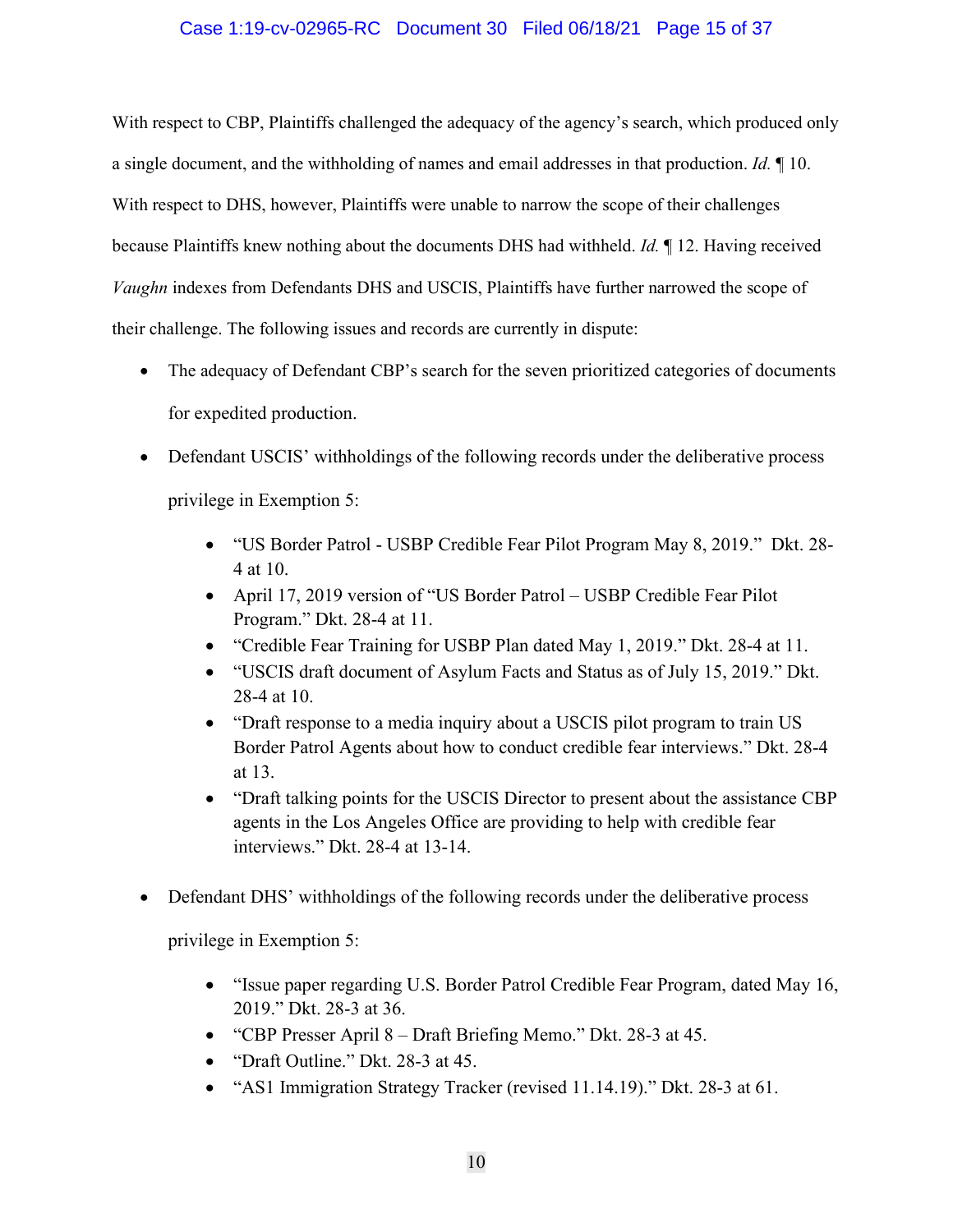With respect to CBP, Plaintiffs challenged the adequacy of the agency's search, which produced only a single document, and the withholding of names and email addresses in that production. *Id.* ¶ 10. With respect to DHS, however, Plaintiffs were unable to narrow the scope of their challenges because Plaintiffs knew nothing about the documents DHS had withheld. *Id.* ¶ 12. Having received *Vaughn* indexes from Defendants DHS and USCIS, Plaintiffs have further narrowed the scope of their challenge. The following issues and records are currently in dispute:

- The adequacy of Defendant CBP's search for the seven prioritized categories of documents for expedited production.
- Defendant USCIS' withholdings of the following records under the deliberative process privilege in Exemption 5:
    - "US Border Patrol - USBP Credible Fear Pilot Program May 8, 2019." Dkt. 28-4 at 10.
    - April 17, 2019 version of "US Border Patrol – USBP Credible Fear Pilot Program." Dkt. 28-4 at 11.
    - "Credible Fear Training for USBP Plan dated May 1, 2019." Dkt. 28-4 at 11.
    - "USCIS draft document of Asylum Facts and Status as of July 15, 2019." Dkt. 28-4 at 10.
    - "Draft response to a media inquiry about a USCIS pilot program to train US Border Patrol Agents about how to conduct credible fear interviews." Dkt. 28-4 at 13.
    - "Draft talking points for the USCIS Director to present about the assistance CBP agents in the Los Angeles Office are providing to help with credible fear interviews." Dkt. 28-4 at 13-14.
- Defendant DHS' withholdings of the following records under the deliberative process privilege in Exemption 5:
    - "Issue paper regarding U.S. Border Patrol Credible Fear Program, dated May 16, 2019." Dkt. 28-3 at 36.
    - "CBP Presser April 8 – Draft Briefing Memo." Dkt. 28-3 at 45.
    - "Draft Outline." Dkt. 28-3 at 45.
    - "AS1 Immigration Strategy Tracker (revised 11.14.19)." Dkt. 28-3 at 61.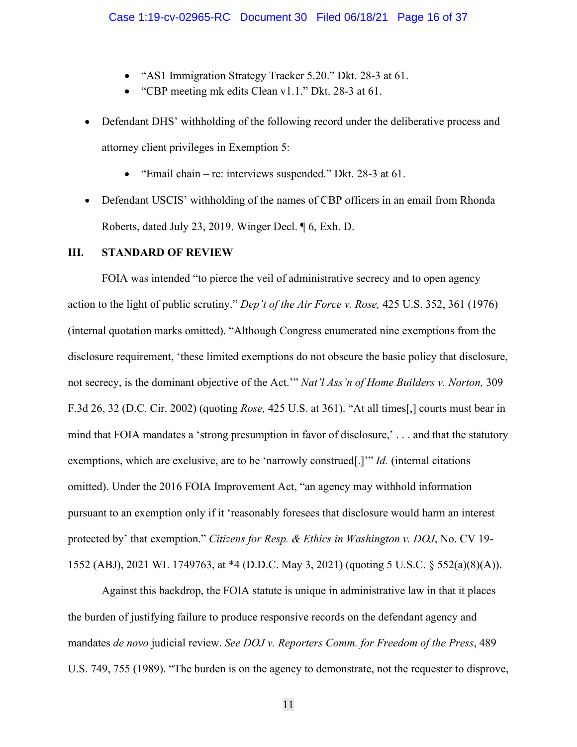- "AS1 Immigration Strategy Tracker 5.20." Dkt. 28-3 at 61.
    - "CBP meeting mk edits Clean v1.1." Dkt. 28-3 at 61.

- Defendant DHS' withholding of the following record under the deliberative process and attorney client privileges in Exemption 5:
    - "Email chain – re: interviews suspended." Dkt. 28-3 at 61.
- Defendant USCIS' withholding of the names of CBP officers in an email from Rhonda Roberts, dated July 23, 2019. Winger Decl. ¶ 6, Exh. D.

## III. STANDARD OF REVIEW

FOIA was intended "to pierce the veil of administrative secrecy and to open agency action to the light of public scrutiny." *Dep't of the Air Force v. Rose,* 425 U.S. 352, 361 (1976) (internal quotation marks omitted). "Although Congress enumerated nine exemptions from the disclosure requirement, 'these limited exemptions do not obscure the basic policy that disclosure, not secrecy, is the dominant objective of the Act.'" *Nat'l Ass'n of Home Builders v. Norton,* 309 F.3d 26, 32 (D.C. Cir. 2002) (quoting *Rose,* 425 U.S. at 361). "At all times[,] courts must bear in mind that FOIA mandates a 'strong presumption in favor of disclosure,' . . . and that the statutory exemptions, which are exclusive, are to be 'narrowly construed[.]'" *Id.* (internal citations omitted). Under the 2016 FOIA Improvement Act, "an agency may withhold information pursuant to an exemption only if it 'reasonably foresees that disclosure would harm an interest protected by' that exemption." *Citizens for Resp. & Ethics in Washington v. DOJ*, No. CV 19-1552 (ABJ), 2021 WL 1749763, at *4 (D.D.C. May 3, 2021) (quoting 5 U.S.C. § 552(a)(8)(A)).

Against this backdrop, the FOIA statute is unique in administrative law in that it places the burden of justifying failure to produce responsive records on the defendant agency and mandates *de novo* judicial review. *See DOJ v. Reporters Comm. for Freedom of the Press*, 489 U.S. 749, 755 (1989). "The burden is on the agency to demonstrate, not the requester to disprove,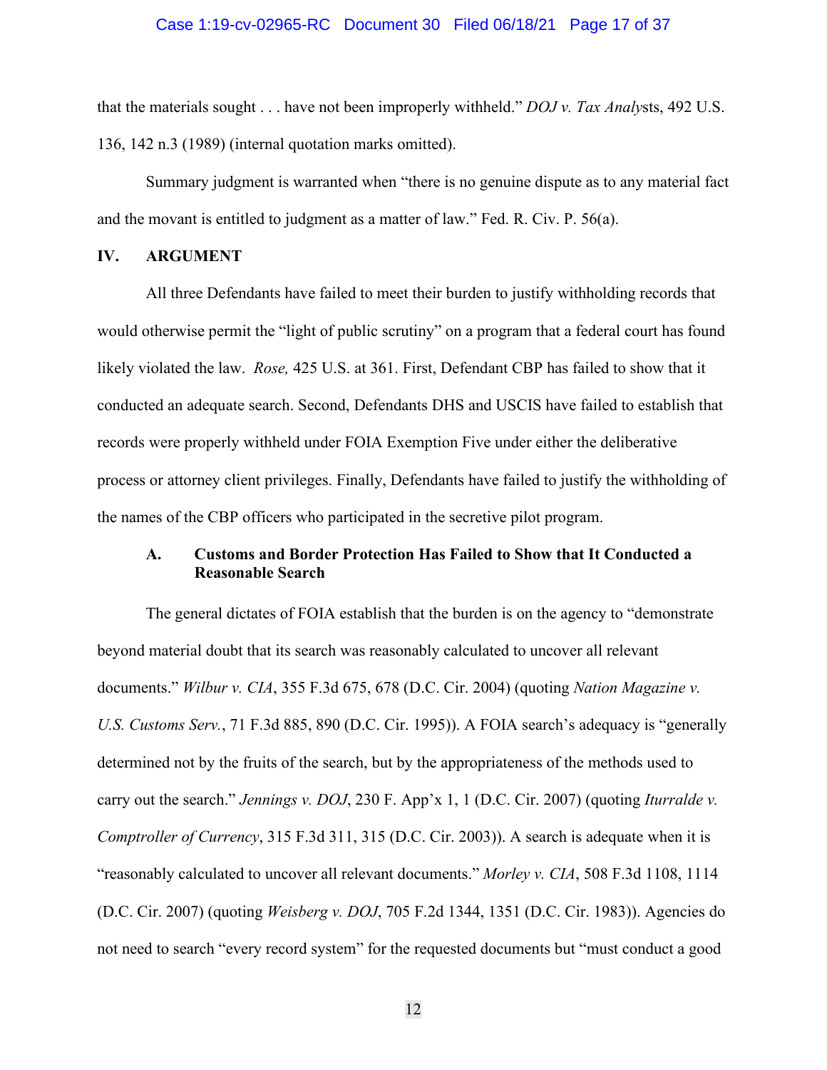that the materials sought . . . have not been improperly withheld." *DOJ v. Tax Analysts*, 492 U.S. 136, 142 n.3 (1989) (internal quotation marks omitted).

Summary judgment is warranted when "there is no genuine dispute as to any material fact and the movant is entitled to judgment as a matter of law." Fed. R. Civ. P. 56(a).

## IV. ARGUMENT

All three Defendants have failed to meet their burden to justify withholding records that would otherwise permit the "light of public scrutiny" on a program that a federal court has found likely violated the law. *Rose,* 425 U.S. at 361. First, Defendant CBP has failed to show that it conducted an adequate search. Second, Defendants DHS and USCIS have failed to establish that records were properly withheld under FOIA Exemption Five under either the deliberative process or attorney client privileges. Finally, Defendants have failed to justify the withholding of the names of the CBP officers who participated in the secretive pilot program.

### A. Customs and Border Protection Has Failed to Show that It Conducted a Reasonable Search

The general dictates of FOIA establish that the burden is on the agency to "demonstrate beyond material doubt that its search was reasonably calculated to uncover all relevant documents." *Wilbur v. CIA*, 355 F.3d 675, 678 (D.C. Cir. 2004) (quoting *Nation Magazine v. U.S. Customs Serv.*, 71 F.3d 885, 890 (D.C. Cir. 1995)). A FOIA search's adequacy is "generally determined not by the fruits of the search, but by the appropriateness of the methods used to carry out the search." *Jennings v. DOJ*, 230 F. App'x 1, 1 (D.C. Cir. 2007) (quoting *Iturralde v. Comptroller of Currency*, 315 F.3d 311, 315 (D.C. Cir. 2003)). A search is adequate when it is "reasonably calculated to uncover all relevant documents." *Morley v. CIA*, 508 F.3d 1108, 1114 (D.C. Cir. 2007) (quoting *Weisberg v. DOJ*, 705 F.2d 1344, 1351 (D.C. Cir. 1983)). Agencies do not need to search "every record system" for the requested documents but "must conduct a good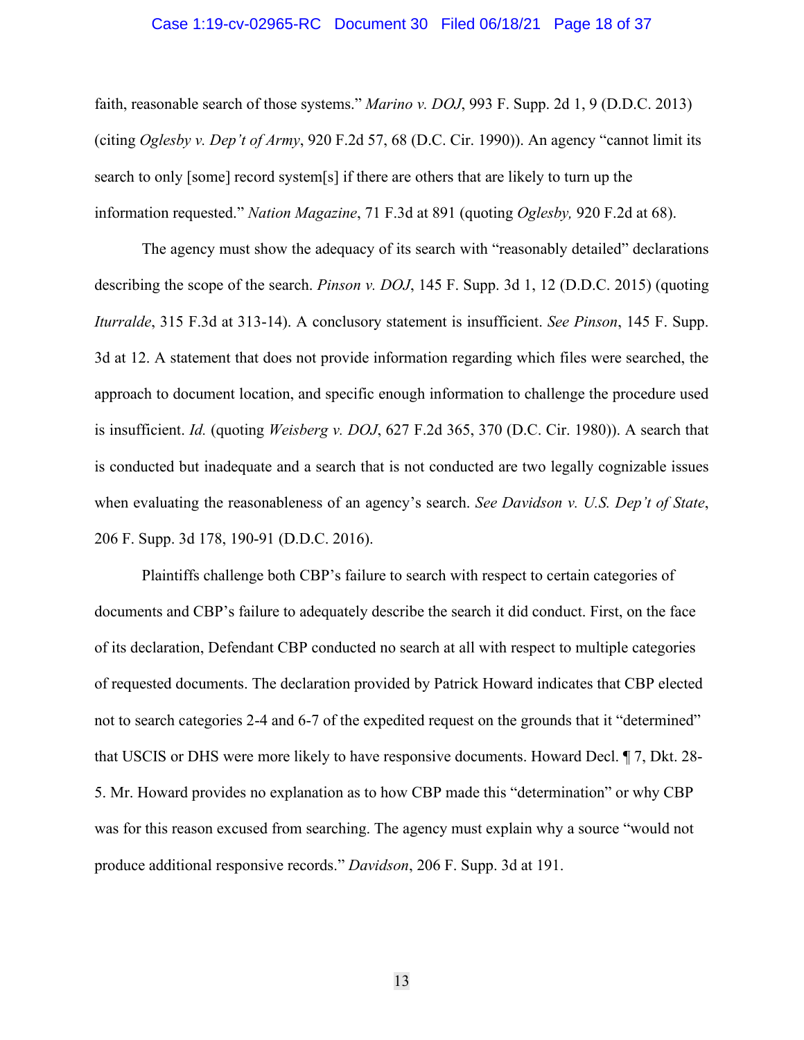faith, reasonable search of those systems." *Marino v. DOJ*, 993 F. Supp. 2d 1, 9 (D.D.C. 2013) (citing *Oglesby v. Dep't of Army*, 920 F.2d 57, 68 (D.C. Cir. 1990)). An agency "cannot limit its search to only [some] record system[s] if there are others that are likely to turn up the information requested." *Nation Magazine*, 71 F.3d at 891 (quoting *Oglesby,* 920 F.2d at 68).

The agency must show the adequacy of its search with "reasonably detailed" declarations describing the scope of the search. *Pinson v. DOJ*, 145 F. Supp. 3d 1, 12 (D.D.C. 2015) (quoting *Iturralde*, 315 F.3d at 313-14). A conclusory statement is insufficient. *See Pinson*, 145 F. Supp. 3d at 12. A statement that does not provide information regarding which files were searched, the approach to document location, and specific enough information to challenge the procedure used is insufficient. *Id.* (quoting *Weisberg v. DOJ*, 627 F.2d 365, 370 (D.C. Cir. 1980)). A search that is conducted but inadequate and a search that is not conducted are two legally cognizable issues when evaluating the reasonableness of an agency's search. *See Davidson v. U.S. Dep't of State*, 206 F. Supp. 3d 178, 190-91 (D.D.C. 2016).

Plaintiffs challenge both CBP's failure to search with respect to certain categories of documents and CBP's failure to adequately describe the search it did conduct. First, on the face of its declaration, Defendant CBP conducted no search at all with respect to multiple categories of requested documents. The declaration provided by Patrick Howard indicates that CBP elected not to search categories 2-4 and 6-7 of the expedited request on the grounds that it "determined" that USCIS or DHS were more likely to have responsive documents. Howard Decl. ¶ 7, Dkt. 28-5. Mr. Howard provides no explanation as to how CBP made this "determination" or why CBP was for this reason excused from searching. The agency must explain why a source "would not produce additional responsive records." *Davidson*, 206 F. Supp. 3d at 191.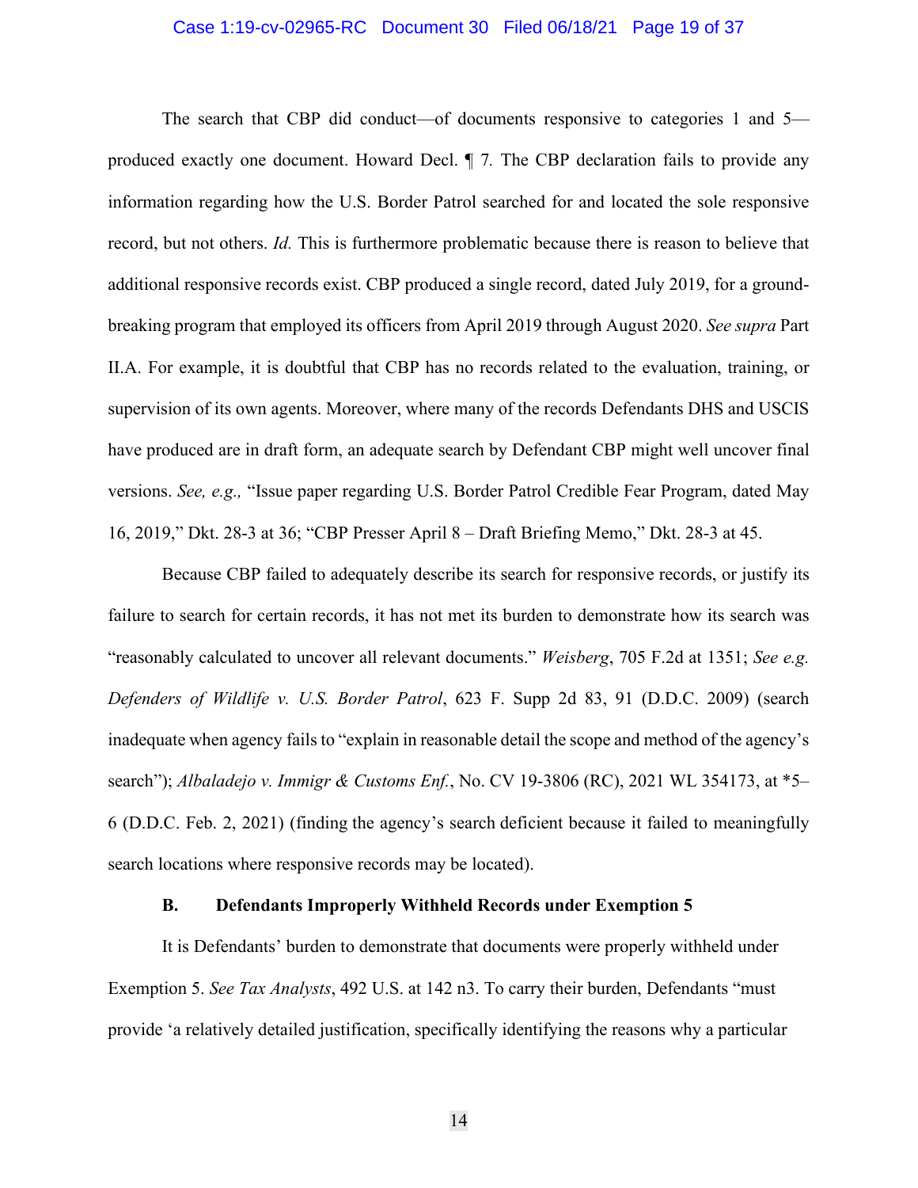The search that CBP did conduct—of documents responsive to categories 1 and 5—produced exactly one document. Howard Decl. ¶ 7. The CBP declaration fails to provide any information regarding how the U.S. Border Patrol searched for and located the sole responsive record, but not others. *Id.* This is furthermore problematic because there is reason to believe that additional responsive records exist. CBP produced a single record, dated July 2019, for a ground-breaking program that employed its officers from April 2019 through August 2020. *See supra* Part II.A. For example, it is doubtful that CBP has no records related to the evaluation, training, or supervision of its own agents. Moreover, where many of the records Defendants DHS and USCIS have produced are in draft form, an adequate search by Defendant CBP might well uncover final versions. *See, e.g.,* "Issue paper regarding U.S. Border Patrol Credible Fear Program, dated May 16, 2019," Dkt. 28-3 at 36; "CBP Presser April 8 – Draft Briefing Memo," Dkt. 28-3 at 45.

Because CBP failed to adequately describe its search for responsive records, or justify its failure to search for certain records, it has not met its burden to demonstrate how its search was "reasonably calculated to uncover all relevant documents." *Weisberg*, 705 F.2d at 1351; *See e.g. Defenders of Wildlife v. U.S. Border Patrol*, 623 F. Supp 2d 83, 91 (D.D.C. 2009) (search inadequate when agency fails to "explain in reasonable detail the scope and method of the agency's search"); *Albaladejo v. Immigr & Customs Enf.*, No. CV 19-3806 (RC), 2021 WL 354173, at *5–6 (D.D.C. Feb. 2, 2021) (finding the agency's search deficient because it failed to meaningfully search locations where responsive records may be located).

### B. Defendants Improperly Withheld Records under Exemption 5

It is Defendants' burden to demonstrate that documents were properly withheld under Exemption 5. *See Tax Analysts*, 492 U.S. at 142 n3. To carry their burden, Defendants "must provide 'a relatively detailed justification, specifically identifying the reasons why a particular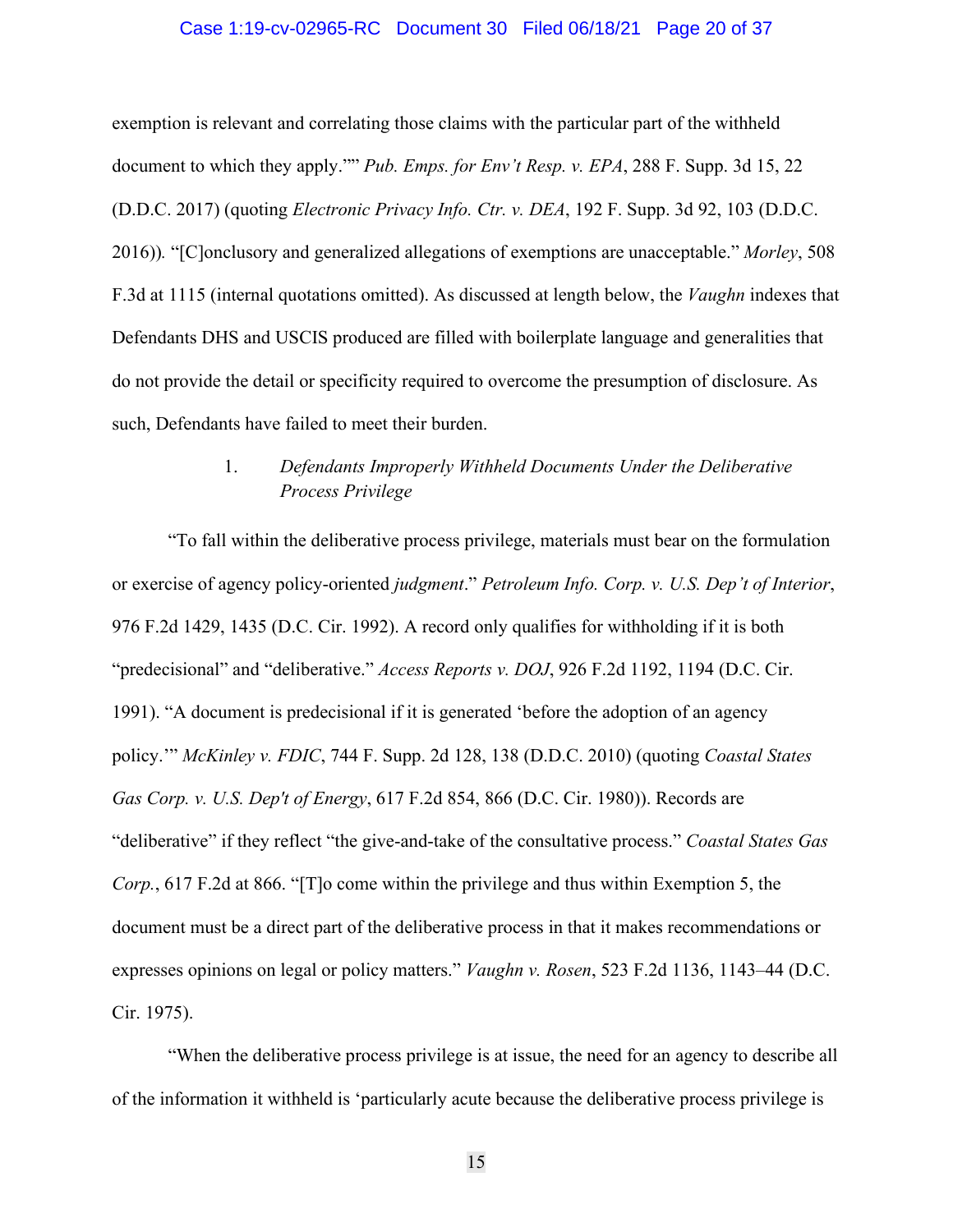exemption is relevant and correlating those claims with the particular part of the withheld document to which they apply.'" *Pub. Emps. for Env't Resp. v. EPA*, 288 F. Supp. 3d 15, 22 (D.D.C. 2017) (quoting *Electronic Privacy Info. Ctr. v. DEA*, 192 F. Supp. 3d 92, 103 (D.D.C. 2016)). "[C]onclusory and generalized allegations of exemptions are unacceptable." *Morley*, 508 F.3d at 1115 (internal quotations omitted). As discussed at length below, the *Vaughn* indexes that Defendants DHS and USCIS produced are filled with boilerplate language and generalities that do not provide the detail or specificity required to overcome the presumption of disclosure. As such, Defendants have failed to meet their burden.

### 1. *Defendants Improperly Withheld Documents Under the Deliberative Process Privilege*

"To fall within the deliberative process privilege, materials must bear on the formulation or exercise of agency policy-oriented *judgment*." *Petroleum Info. Corp. v. U.S. Dep't of Interior*, 976 F.2d 1429, 1435 (D.C. Cir. 1992). A record only qualifies for withholding if it is both "predecisional" and "deliberative." *Access Reports v. DOJ*, 926 F.2d 1192, 1194 (D.C. Cir. 1991). "A document is predecisional if it is generated 'before the adoption of an agency policy.'" *McKinley v. FDIC*, 744 F. Supp. 2d 128, 138 (D.D.C. 2010) (quoting *Coastal States Gas Corp. v. U.S. Dep't of Energy*, 617 F.2d 854, 866 (D.C. Cir. 1980)). Records are "deliberative" if they reflect "the give-and-take of the consultative process." *Coastal States Gas Corp.*, 617 F.2d at 866. "[T]o come within the privilege and thus within Exemption 5, the document must be a direct part of the deliberative process in that it makes recommendations or expresses opinions on legal or policy matters." *Vaughn v. Rosen*, 523 F.2d 1136, 1143–44 (D.C. Cir. 1975).

"When the deliberative process privilege is at issue, the need for an agency to describe all of the information it withheld is 'particularly acute because the deliberative process privilege is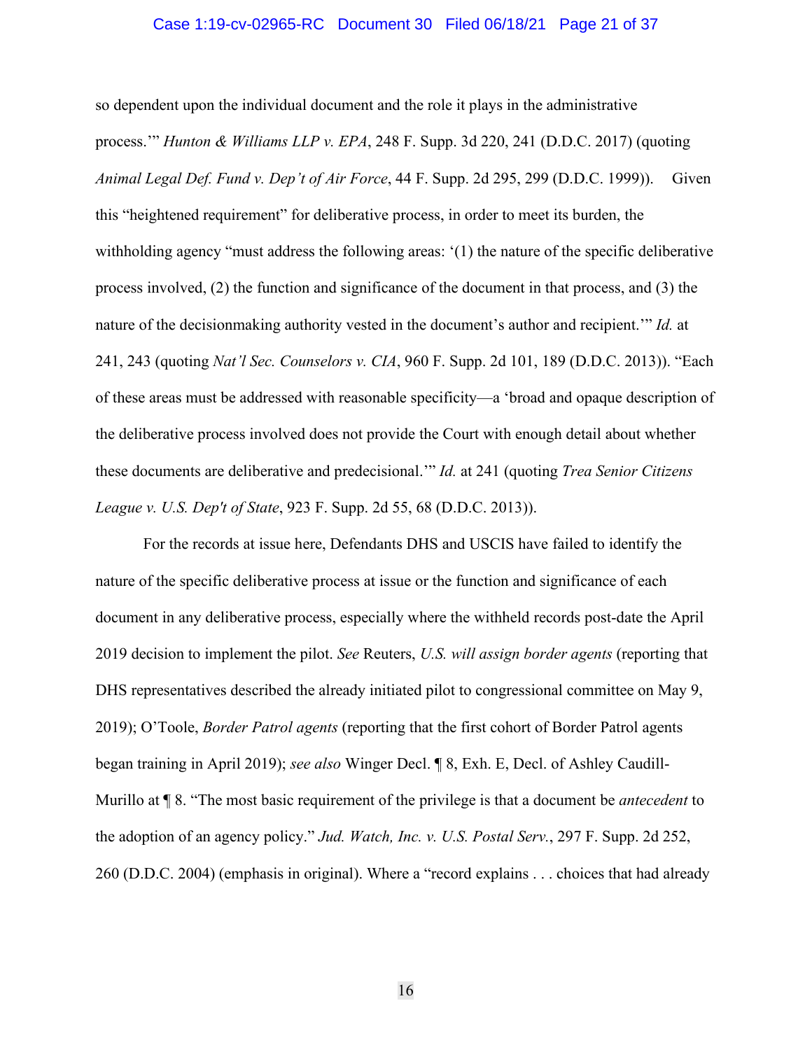so dependent upon the individual document and the role it plays in the administrative process.'" *Hunton & Williams LLP v. EPA*, 248 F. Supp. 3d 220, 241 (D.D.C. 2017) (quoting *Animal Legal Def. Fund v. Dep't of Air Force*, 44 F. Supp. 2d 295, 299 (D.D.C. 1999)). Given this "heightened requirement" for deliberative process, in order to meet its burden, the withholding agency "must address the following areas: '(1) the nature of the specific deliberative process involved, (2) the function and significance of the document in that process, and (3) the nature of the decisionmaking authority vested in the document's author and recipient.'" *Id.* at 241, 243 (quoting *Nat'l Sec. Counselors v. CIA*, 960 F. Supp. 2d 101, 189 (D.D.C. 2013)). "Each of these areas must be addressed with reasonable specificity—a 'broad and opaque description of the deliberative process involved does not provide the Court with enough detail about whether these documents are deliberative and predecisional.'" *Id.* at 241 (quoting *Trea Senior Citizens League v. U.S. Dep't of State*, 923 F. Supp. 2d 55, 68 (D.D.C. 2013)).

For the records at issue here, Defendants DHS and USCIS have failed to identify the nature of the specific deliberative process at issue or the function and significance of each document in any deliberative process, especially where the withheld records post-date the April 2019 decision to implement the pilot. *See* Reuters, *U.S. will assign border agents* (reporting that DHS representatives described the already initiated pilot to congressional committee on May 9, 2019); O'Toole, *Border Patrol agents* (reporting that the first cohort of Border Patrol agents began training in April 2019); *see also* Winger Decl. ¶ 8, Exh. E, Decl. of Ashley Caudill-Murillo at ¶ 8. "The most basic requirement of the privilege is that a document be *antecedent* to the adoption of an agency policy." *Jud. Watch, Inc. v. U.S. Postal Serv.*, 297 F. Supp. 2d 252, 260 (D.D.C. 2004) (emphasis in original). Where a "record explains . . . choices that had already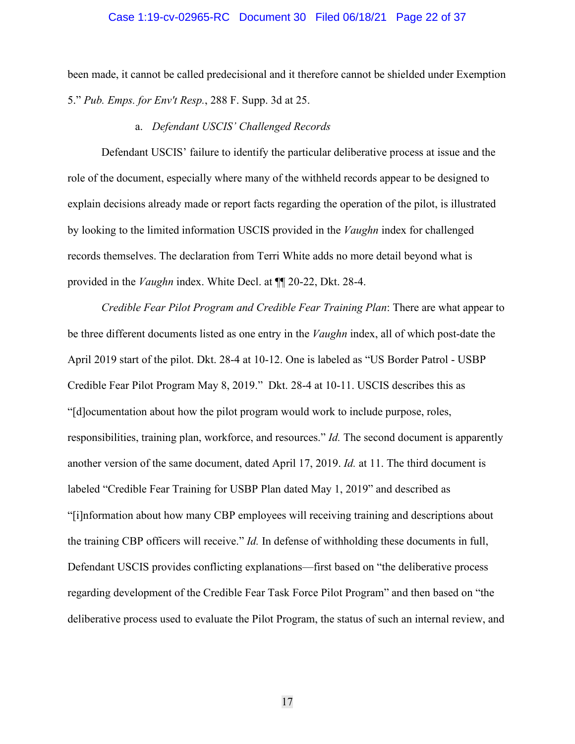been made, it cannot be called predecisional and it therefore cannot be shielded under Exemption 5." *Pub. Emps. for Env't Resp.*, 288 F. Supp. 3d at 25.

a. *Defendant USCIS' Challenged Records*

Defendant USCIS' failure to identify the particular deliberative process at issue and the role of the document, especially where many of the withheld records appear to be designed to explain decisions already made or report facts regarding the operation of the pilot, is illustrated by looking to the limited information USCIS provided in the *Vaughn* index for challenged records themselves. The declaration from Terri White adds no more detail beyond what is provided in the *Vaughn* index. White Decl. at ¶¶ 20-22, Dkt. 28-4.

*Credible Fear Pilot Program and Credible Fear Training Plan*: There are what appear to be three different documents listed as one entry in the *Vaughn* index, all of which post-date the April 2019 start of the pilot. Dkt. 28-4 at 10-12. One is labeled as "US Border Patrol - USBP Credible Fear Pilot Program May 8, 2019." Dkt. 28-4 at 10-11. USCIS describes this as "[d]ocumentation about how the pilot program would work to include purpose, roles, responsibilities, training plan, workforce, and resources." *Id.* The second document is apparently another version of the same document, dated April 17, 2019. *Id.* at 11. The third document is labeled "Credible Fear Training for USBP Plan dated May 1, 2019" and described as "[i]nformation about how many CBP employees will receiving training and descriptions about the training CBP officers will receive." *Id.* In defense of withholding these documents in full, Defendant USCIS provides conflicting explanations—first based on "the deliberative process regarding development of the Credible Fear Task Force Pilot Program" and then based on "the deliberative process used to evaluate the Pilot Program, the status of such an internal review, and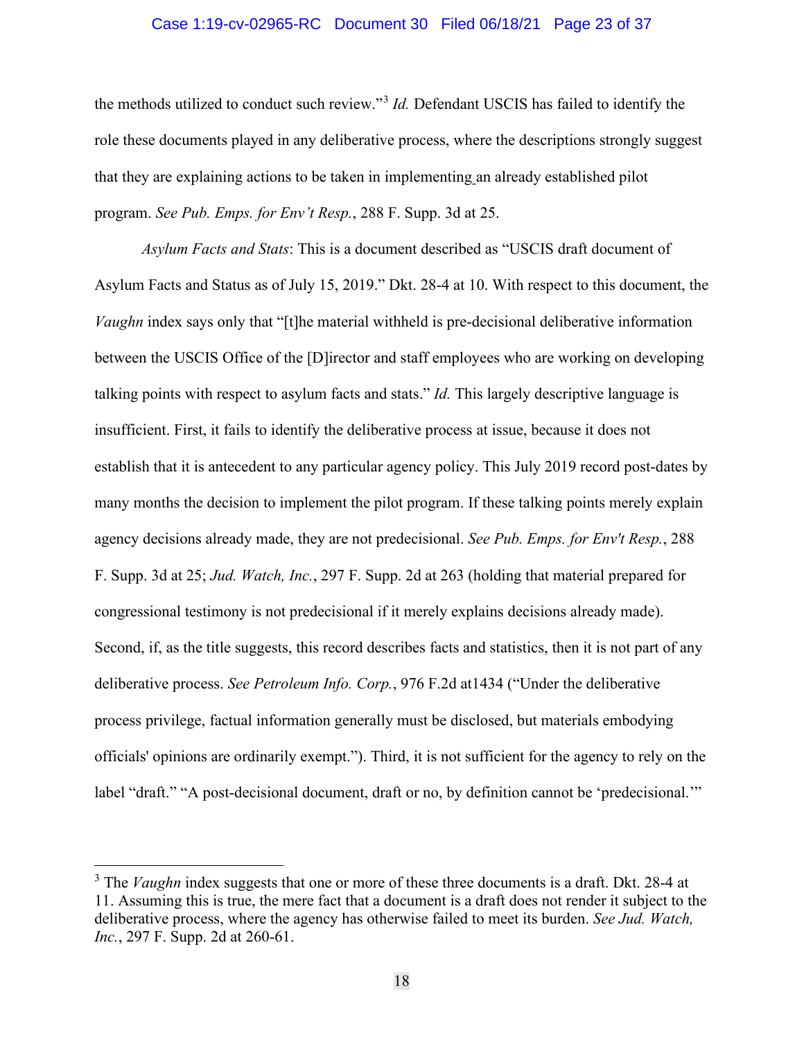the methods utilized to conduct such review."[3] *Id.* Defendant USCIS has failed to identify the role these documents played in any deliberative process, where the descriptions strongly suggest that they are explaining actions to be taken in implementing an already established pilot program. *See Pub. Emps. for Env't Resp.*, 288 F. Supp. 3d at 25.

*Asylum Facts and Stats*: This is a document described as "USCIS draft document of Asylum Facts and Status as of July 15, 2019." Dkt. 28-4 at 10. With respect to this document, the *Vaughn* index says only that "[t]he material withheld is pre-decisional deliberative information between the USCIS Office of the [D]irector and staff employees who are working on developing talking points with respect to asylum facts and stats." *Id.* This largely descriptive language is insufficient. First, it fails to identify the deliberative process at issue, because it does not establish that it is antecedent to any particular agency policy. This July 2019 record post-dates by many months the decision to implement the pilot program. If these talking points merely explain agency decisions already made, they are not predecisional. *See Pub. Emps. for Env't Resp.*, 288 F. Supp. 3d at 25; *Jud. Watch, Inc.*, 297 F. Supp. 2d at 263 (holding that material prepared for congressional testimony is not predecisional if it merely explains decisions already made). Second, if, as the title suggests, this record describes facts and statistics, then it is not part of any deliberative process. *See Petroleum Info. Corp.*, 976 F.2d at1434 ("Under the deliberative process privilege, factual information generally must be disclosed, but materials embodying officials' opinions are ordinarily exempt."). Third, it is not sufficient for the agency to rely on the label "draft." "A post-decisional document, draft or no, by definition cannot be 'predecisional.'"

[3] The *Vaughn* index suggests that one or more of these three documents is a draft. Dkt. 28-4 at 11. Assuming this is true, the mere fact that a document is a draft does not render it subject to the deliberative process, where the agency has otherwise failed to meet its burden. *See Jud. Watch, Inc.*, 297 F. Supp. 2d at 260-61.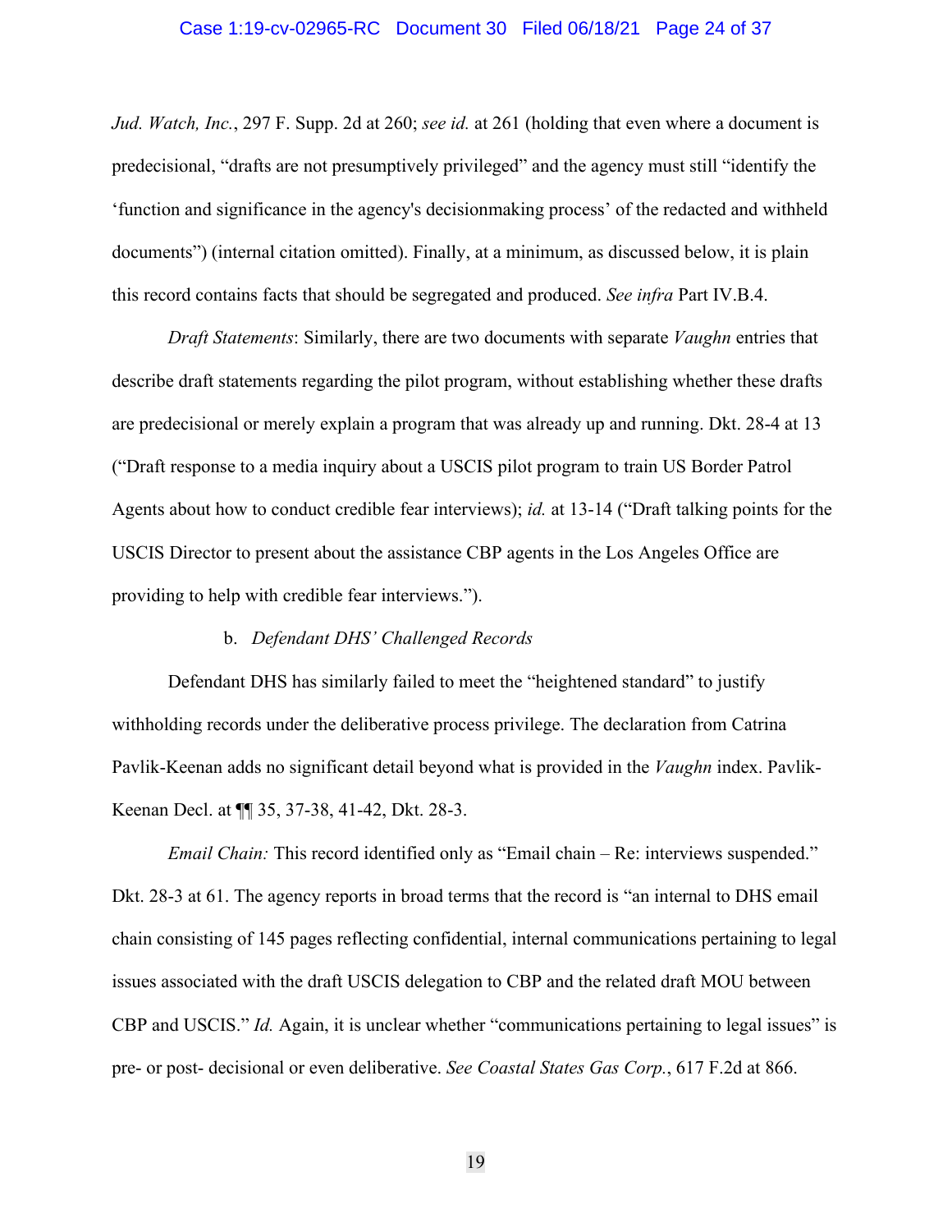*Jud. Watch, Inc.*, 297 F. Supp. 2d at 260; *see id.* at 261 (holding that even where a document is predecisional, "drafts are not presumptively privileged" and the agency must still "identify the 'function and significance in the agency's decisionmaking process' of the redacted and withheld documents") (internal citation omitted). Finally, at a minimum, as discussed below, it is plain this record contains facts that should be segregated and produced. *See infra* Part IV.B.4.

*Draft Statements*: Similarly, there are two documents with separate *Vaughn* entries that describe draft statements regarding the pilot program, without establishing whether these drafts are predecisional or merely explain a program that was already up and running. Dkt. 28-4 at 13 ("Draft response to a media inquiry about a USCIS pilot program to train US Border Patrol Agents about how to conduct credible fear interviews); *id.* at 13-14 ("Draft talking points for the USCIS Director to present about the assistance CBP agents in the Los Angeles Office are providing to help with credible fear interviews.").

b. *Defendant DHS' Challenged Records*

Defendant DHS has similarly failed to meet the "heightened standard" to justify withholding records under the deliberative process privilege. The declaration from Catrina Pavlik-Keenan adds no significant detail beyond what is provided in the *Vaughn* index. Pavlik-Keenan Decl. at ¶¶ 35, 37-38, 41-42, Dkt. 28-3.

*Email Chain:* This record identified only as "Email chain – Re: interviews suspended." Dkt. 28-3 at 61. The agency reports in broad terms that the record is "an internal to DHS email chain consisting of 145 pages reflecting confidential, internal communications pertaining to legal issues associated with the draft USCIS delegation to CBP and the related draft MOU between CBP and USCIS." *Id.* Again, it is unclear whether "communications pertaining to legal issues" is pre- or post- decisional or even deliberative. *See Coastal States Gas Corp.*, 617 F.2d at 866.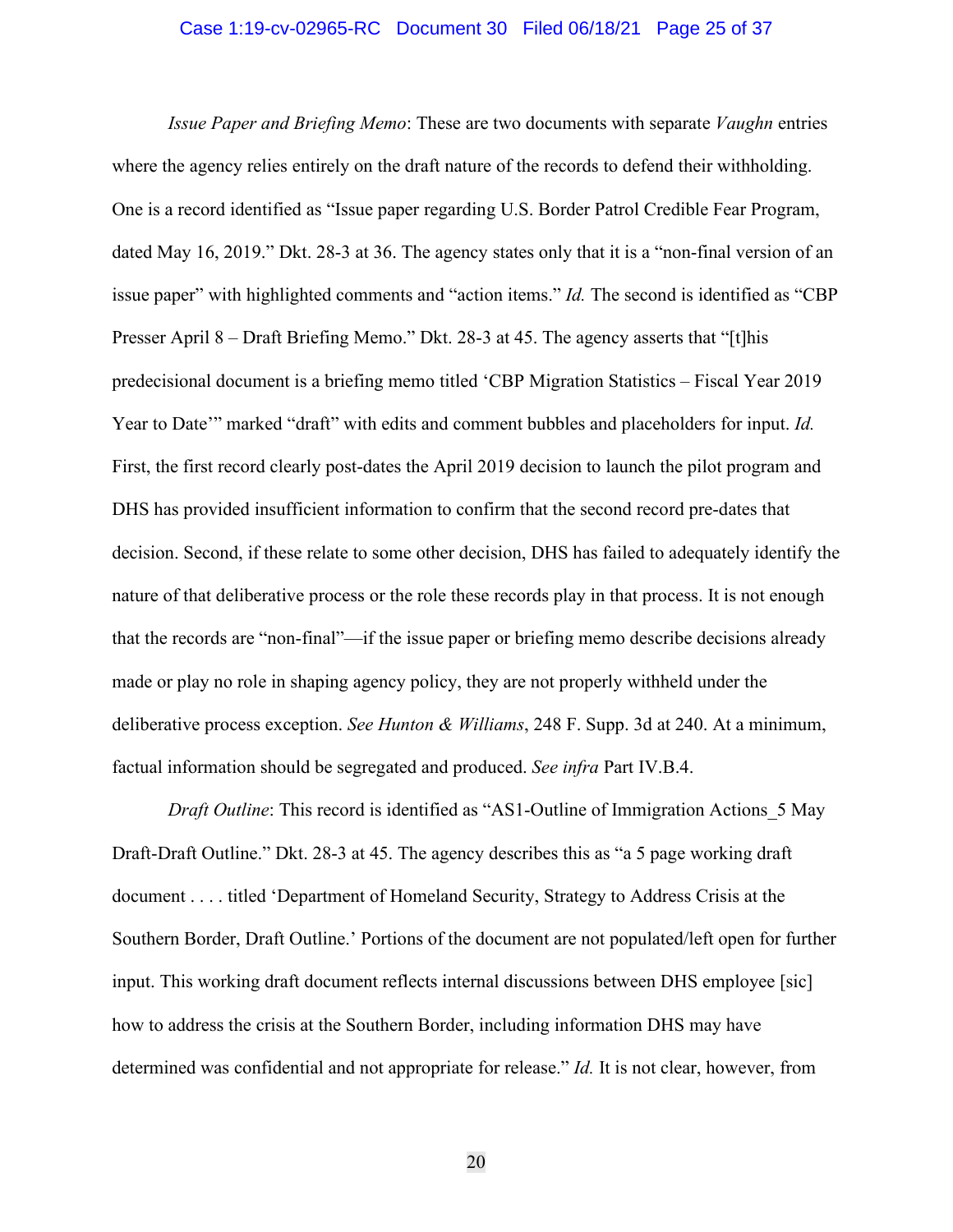*Issue Paper and Briefing Memo*: These are two documents with separate *Vaughn* entries where the agency relies entirely on the draft nature of the records to defend their withholding. One is a record identified as "Issue paper regarding U.S. Border Patrol Credible Fear Program, dated May 16, 2019." Dkt. 28-3 at 36. The agency states only that it is a "non-final version of an issue paper" with highlighted comments and "action items." *Id.* The second is identified as "CBP Presser April 8 – Draft Briefing Memo." Dkt. 28-3 at 45. The agency asserts that "[t]his predecisional document is a briefing memo titled 'CBP Migration Statistics – Fiscal Year 2019 Year to Date'" marked "draft" with edits and comment bubbles and placeholders for input. *Id.* First, the first record clearly post-dates the April 2019 decision to launch the pilot program and DHS has provided insufficient information to confirm that the second record pre-dates that decision. Second, if these relate to some other decision, DHS has failed to adequately identify the nature of that deliberative process or the role these records play in that process. It is not enough that the records are "non-final"—if the issue paper or briefing memo describe decisions already made or play no role in shaping agency policy, they are not properly withheld under the deliberative process exception. *See Hunton & Williams*, 248 F. Supp. 3d at 240. At a minimum, factual information should be segregated and produced. *See infra* Part IV.B.4.

*Draft Outline*: This record is identified as "AS1-Outline of Immigration Actions_5 May Draft-Draft Outline." Dkt. 28-3 at 45. The agency describes this as "a 5 page working draft document . . . . titled 'Department of Homeland Security, Strategy to Address Crisis at the Southern Border, Draft Outline.' Portions of the document are not populated/left open for further input. This working draft document reflects internal discussions between DHS employee [sic] how to address the crisis at the Southern Border, including information DHS may have determined was confidential and not appropriate for release." *Id.* It is not clear, however, from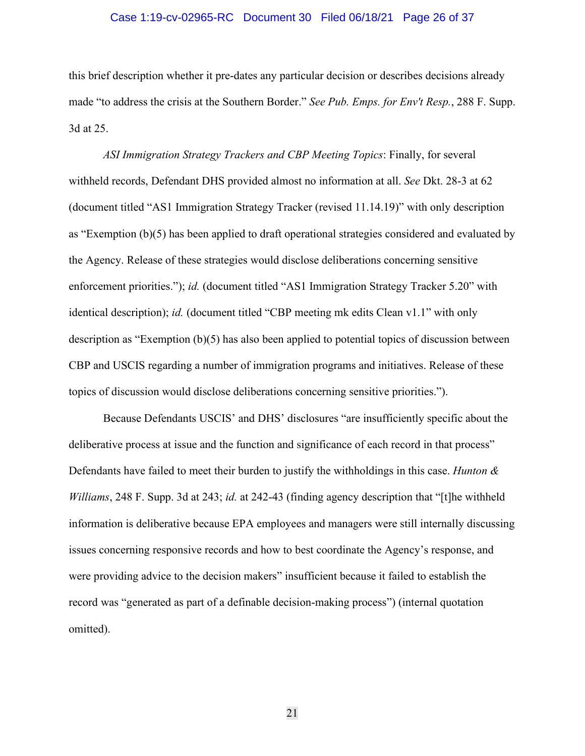this brief description whether it pre-dates any particular decision or describes decisions already made "to address the crisis at the Southern Border." *See Pub. Emps. for Env't Resp.*, 288 F. Supp. 3d at 25.

*ASI Immigration Strategy Trackers and CBP Meeting Topics*: Finally, for several withheld records, Defendant DHS provided almost no information at all. *See* Dkt. 28-3 at 62 (document titled "AS1 Immigration Strategy Tracker (revised 11.14.19)" with only description as "Exemption (b)(5) has been applied to draft operational strategies considered and evaluated by the Agency. Release of these strategies would disclose deliberations concerning sensitive enforcement priorities."); *id.* (document titled "AS1 Immigration Strategy Tracker 5.20" with identical description); *id.* (document titled "CBP meeting mk edits Clean v1.1" with only description as "Exemption (b)(5) has also been applied to potential topics of discussion between CBP and USCIS regarding a number of immigration programs and initiatives. Release of these topics of discussion would disclose deliberations concerning sensitive priorities.").

Because Defendants USCIS' and DHS' disclosures "are insufficiently specific about the deliberative process at issue and the function and significance of each record in that process" Defendants have failed to meet their burden to justify the withholdings in this case. *Hunton & Williams*, 248 F. Supp. 3d at 243; *id.* at 242-43 (finding agency description that "[t]he withheld information is deliberative because EPA employees and managers were still internally discussing issues concerning responsive records and how to best coordinate the Agency's response, and were providing advice to the decision makers" insufficient because it failed to establish the record was "generated as part of a definable decision-making process") (internal quotation omitted).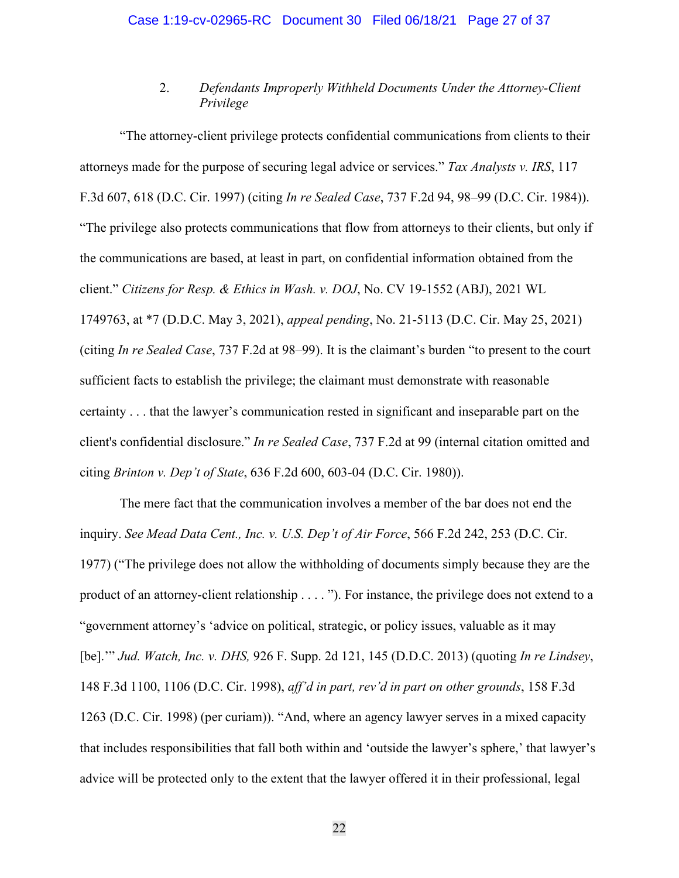### 2. *Defendants Improperly Withheld Documents Under the Attorney-Client Privilege*

"The attorney-client privilege protects confidential communications from clients to their attorneys made for the purpose of securing legal advice or services." *Tax Analysts v. IRS*, 117 F.3d 607, 618 (D.C. Cir. 1997) (citing *In re Sealed Case*, 737 F.2d 94, 98–99 (D.C. Cir. 1984)). "The privilege also protects communications that flow from attorneys to their clients, but only if the communications are based, at least in part, on confidential information obtained from the client." *Citizens for Resp. & Ethics in Wash. v. DOJ*, No. CV 19-1552 (ABJ), 2021 WL 1749763, at *7 (D.D.C. May 3, 2021), *appeal pending*, No. 21-5113 (D.C. Cir. May 25, 2021) (citing *In re Sealed Case*, 737 F.2d at 98–99). It is the claimant's burden "to present to the court sufficient facts to establish the privilege; the claimant must demonstrate with reasonable certainty . . . that the lawyer's communication rested in significant and inseparable part on the client's confidential disclosure." *In re Sealed Case*, 737 F.2d at 99 (internal citation omitted and citing *Brinton v. Dep't of State*, 636 F.2d 600, 603-04 (D.C. Cir. 1980)).

The mere fact that the communication involves a member of the bar does not end the inquiry. *See Mead Data Cent., Inc. v. U.S. Dep't of Air Force*, 566 F.2d 242, 253 (D.C. Cir. 1977) ("The privilege does not allow the withholding of documents simply because they are the product of an attorney-client relationship . . . . "). For instance, the privilege does not extend to a "government attorney's 'advice on political, strategic, or policy issues, valuable as it may [be].'" *Jud. Watch, Inc. v. DHS,* 926 F. Supp. 2d 121, 145 (D.D.C. 2013) (quoting *In re Lindsey*, 148 F.3d 1100, 1106 (D.C. Cir. 1998), *aff'd in part, rev'd in part on other grounds*, 158 F.3d 1263 (D.C. Cir. 1998) (per curiam)). "And, where an agency lawyer serves in a mixed capacity that includes responsibilities that fall both within and 'outside the lawyer's sphere,' that lawyer's advice will be protected only to the extent that the lawyer offered it in their professional, legal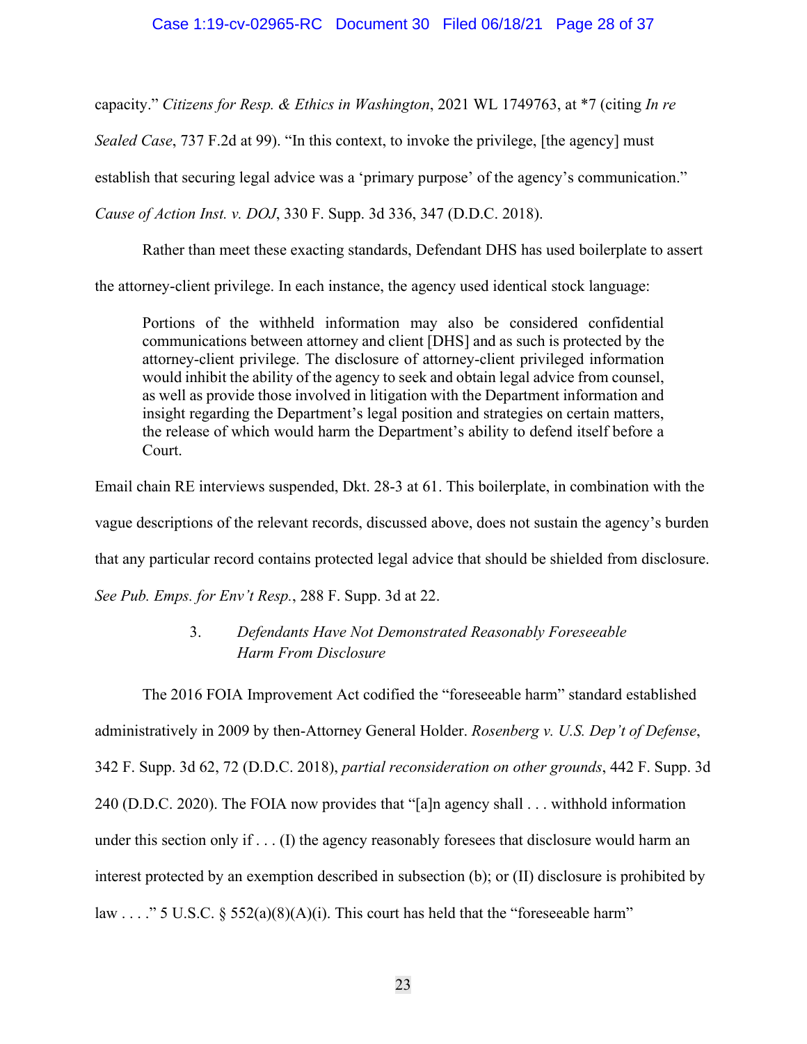capacity." *Citizens for Resp. & Ethics in Washington*, 2021 WL 1749763, at *7 (citing *In re Sealed Case*, 737 F.2d at 99). "In this context, to invoke the privilege, [the agency] must establish that securing legal advice was a 'primary purpose' of the agency's communication." *Cause of Action Inst. v. DOJ*, 330 F. Supp. 3d 336, 347 (D.D.C. 2018).

Rather than meet these exacting standards, Defendant DHS has used boilerplate to assert the attorney-client privilege. In each instance, the agency used identical stock language:

> Portions of the withheld information may also be considered confidential communications between attorney and client [DHS] and as such is protected by the attorney-client privilege. The disclosure of attorney-client privileged information would inhibit the ability of the agency to seek and obtain legal advice from counsel, as well as provide those involved in litigation with the Department information and insight regarding the Department's legal position and strategies on certain matters, the release of which would harm the Department's ability to defend itself before a Court.

Email chain RE interviews suspended, Dkt. 28-3 at 61. This boilerplate, in combination with the vague descriptions of the relevant records, discussed above, does not sustain the agency's burden that any particular record contains protected legal advice that should be shielded from disclosure. *See Pub. Emps. for Env't Resp.*, 288 F. Supp. 3d at 22.

### 3. *Defendants Have Not Demonstrated Reasonably Foreseeable Harm From Disclosure*

The 2016 FOIA Improvement Act codified the "foreseeable harm" standard established administratively in 2009 by then-Attorney General Holder. *Rosenberg v. U.S. Dep't of Defense*, 342 F. Supp. 3d 62, 72 (D.D.C. 2018), *partial reconsideration on other grounds*, 442 F. Supp. 3d 240 (D.D.C. 2020). The FOIA now provides that "[a]n agency shall . . . withhold information under this section only if . . . (I) the agency reasonably foresees that disclosure would harm an interest protected by an exemption described in subsection (b); or (II) disclosure is prohibited by law . . . ." 5 U.S.C. § 552(a)(8)(A)(i). This court has held that the "foreseeable harm"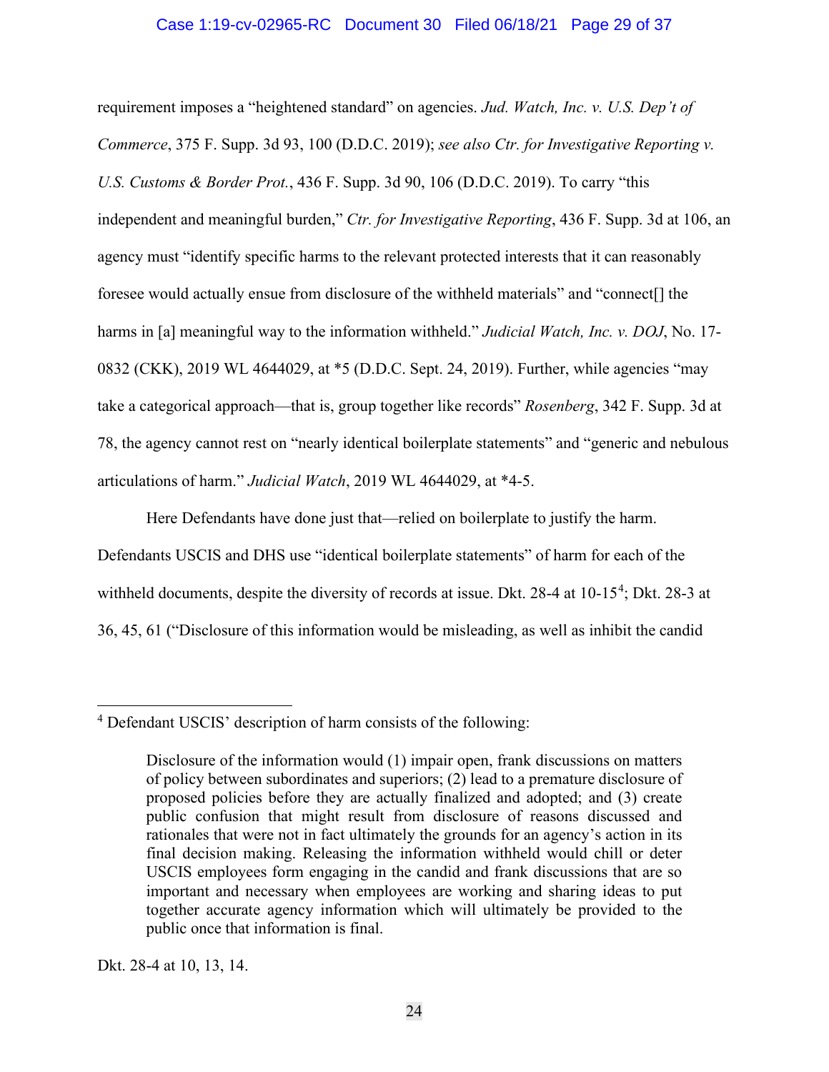requirement imposes a "heightened standard" on agencies. *Jud. Watch, Inc. v. U.S. Dep't of Commerce*, 375 F. Supp. 3d 93, 100 (D.D.C. 2019); *see also Ctr. for Investigative Reporting v. U.S. Customs & Border Prot.*, 436 F. Supp. 3d 90, 106 (D.D.C. 2019). To carry "this independent and meaningful burden," *Ctr. for Investigative Reporting*, 436 F. Supp. 3d at 106, an agency must "identify specific harms to the relevant protected interests that it can reasonably foresee would actually ensue from disclosure of the withheld materials" and "connect[] the harms in [a] meaningful way to the information withheld." *Judicial Watch, Inc. v. DOJ*, No. 17-0832 (CKK), 2019 WL 4644029, at *5 (D.D.C. Sept. 24, 2019). Further, while agencies "may take a categorical approach—that is, group together like records" *Rosenberg*, 342 F. Supp. 3d at 78, the agency cannot rest on "nearly identical boilerplate statements" and "generic and nebulous articulations of harm." *Judicial Watch*, 2019 WL 4644029, at *4-5.

Here Defendants have done just that—relied on boilerplate to justify the harm. Defendants USCIS and DHS use "identical boilerplate statements" of harm for each of the withheld documents, despite the diversity of records at issue. Dkt. 28-4 at 10-15[4]; Dkt. 28-3 at 36, 45, 61 ("Disclosure of this information would be misleading, as well as inhibit the candid

---

[4] Defendant USCIS' description of harm consists of the following:

> Disclosure of the information would (1) impair open, frank discussions on matters of policy between subordinates and superiors; (2) lead to a premature disclosure of proposed policies before they are actually finalized and adopted; and (3) create public confusion that might result from disclosure of reasons discussed and rationales that were not in fact ultimately the grounds for an agency's action in its final decision making. Releasing the information withheld would chill or deter USCIS employees form engaging in the candid and frank discussions that are so important and necessary when employees are working and sharing ideas to put together accurate agency information which will ultimately be provided to the public once that information is final.

Dkt. 28-4 at 10, 13, 14.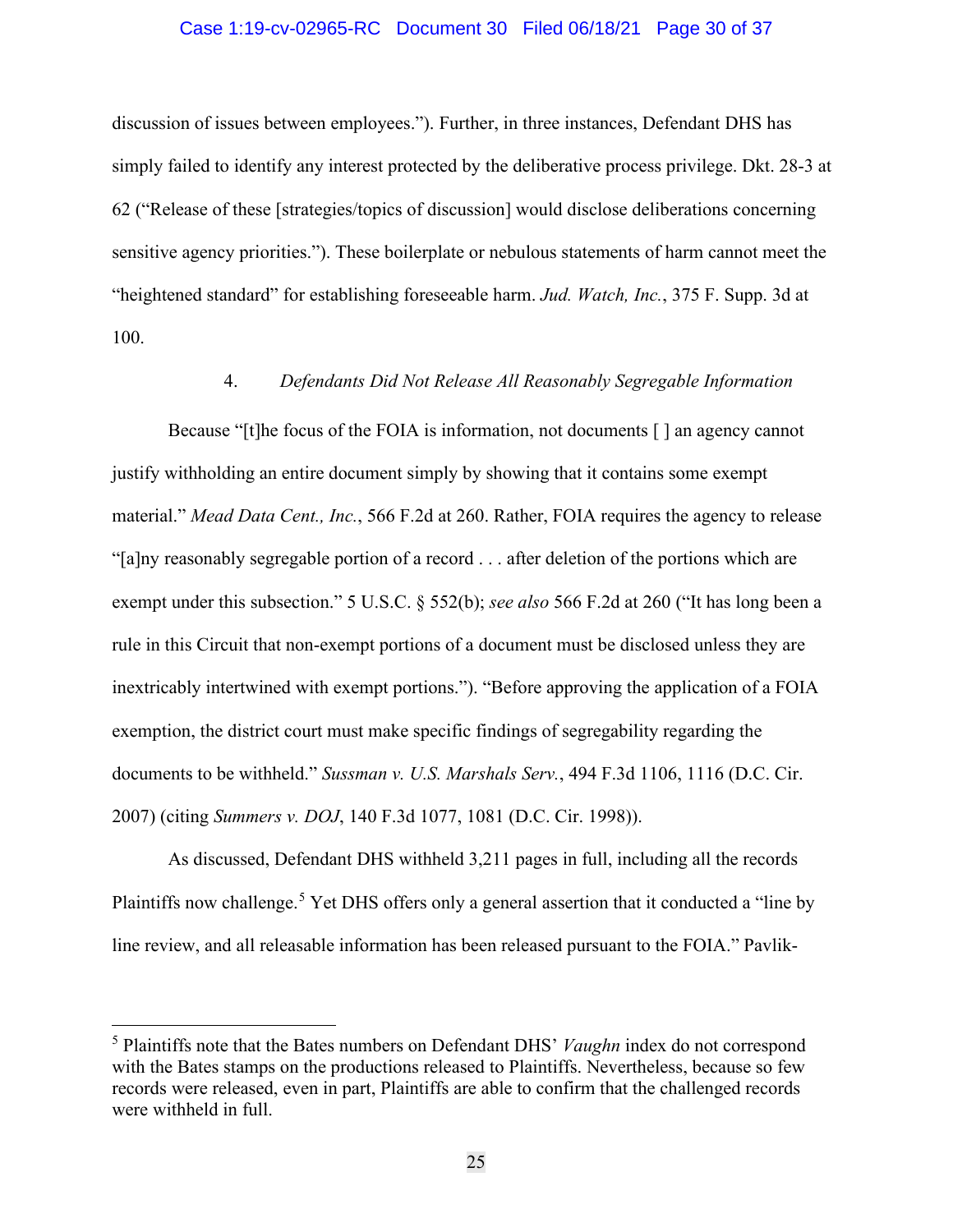discussion of issues between employees."). Further, in three instances, Defendant DHS has simply failed to identify any interest protected by the deliberative process privilege. Dkt. 28-3 at 62 ("Release of these [strategies/topics of discussion] would disclose deliberations concerning sensitive agency priorities."). These boilerplate or nebulous statements of harm cannot meet the "heightened standard" for establishing foreseeable harm. *Jud. Watch, Inc.*, 375 F. Supp. 3d at 100.

#### 4. *Defendants Did Not Release All Reasonably Segregable Information*

Because "[t]he focus of the FOIA is information, not documents [ ] an agency cannot justify withholding an entire document simply by showing that it contains some exempt material." *Mead Data Cent., Inc.*, 566 F.2d at 260. Rather, FOIA requires the agency to release "[a]ny reasonably segregable portion of a record . . . after deletion of the portions which are exempt under this subsection." 5 U.S.C. § 552(b); *see also* 566 F.2d at 260 ("It has long been a rule in this Circuit that non-exempt portions of a document must be disclosed unless they are inextricably intertwined with exempt portions."). "Before approving the application of a FOIA exemption, the district court must make specific findings of segregability regarding the documents to be withheld." *Sussman v. U.S. Marshals Serv.*, 494 F.3d 1106, 1116 (D.C. Cir. 2007) (citing *Summers v. DOJ*, 140 F.3d 1077, 1081 (D.C. Cir. 1998)).

As discussed, Defendant DHS withheld 3,211 pages in full, including all the records Plaintiffs now challenge.[5] Yet DHS offers only a general assertion that it conducted a "line by line review, and all releasable information has been released pursuant to the FOIA." Pavlik-

[5] Plaintiffs note that the Bates numbers on Defendant DHS' *Vaughn* index do not correspond with the Bates stamps on the productions released to Plaintiffs. Nevertheless, because so few records were released, even in part, Plaintiffs are able to confirm that the challenged records were withheld in full.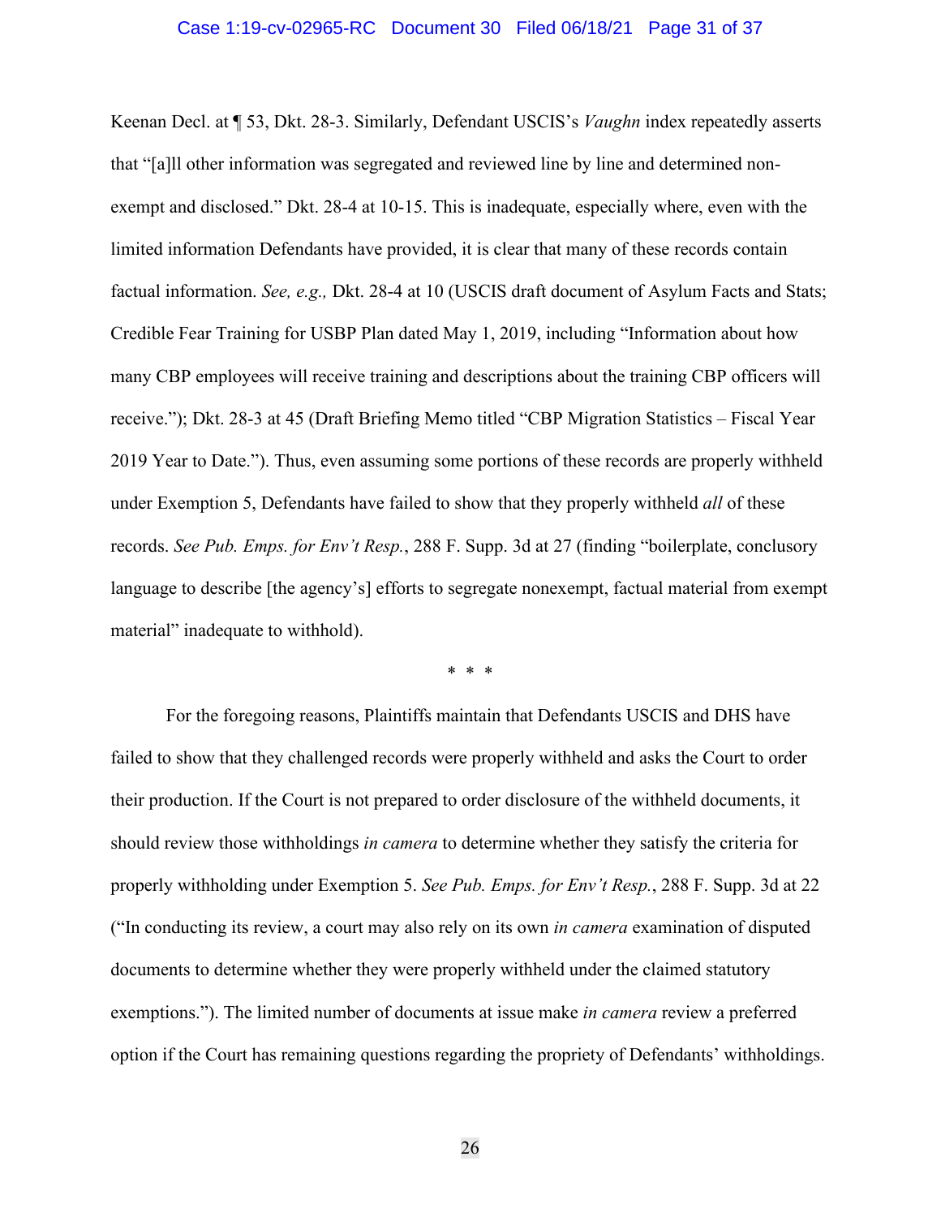Keenan Decl. at ¶ 53, Dkt. 28-3. Similarly, Defendant USCIS's *Vaughn* index repeatedly asserts that "[a]ll other information was segregated and reviewed line by line and determined non-exempt and disclosed." Dkt. 28-4 at 10-15. This is inadequate, especially where, even with the limited information Defendants have provided, it is clear that many of these records contain factual information. *See, e.g.,* Dkt. 28-4 at 10 (USCIS draft document of Asylum Facts and Stats; Credible Fear Training for USBP Plan dated May 1, 2019, including "Information about how many CBP employees will receive training and descriptions about the training CBP officers will receive."); Dkt. 28-3 at 45 (Draft Briefing Memo titled "CBP Migration Statistics – Fiscal Year 2019 Year to Date."). Thus, even assuming some portions of these records are properly withheld under Exemption 5, Defendants have failed to show that they properly withheld *all* of these records. *See Pub. Emps. for Env't Resp.*, 288 F. Supp. 3d at 27 (finding "boilerplate, conclusory language to describe [the agency's] efforts to segregate nonexempt, factual material from exempt material" inadequate to withhold).

\* \* \*

For the foregoing reasons, Plaintiffs maintain that Defendants USCIS and DHS have failed to show that they challenged records were properly withheld and asks the Court to order their production. If the Court is not prepared to order disclosure of the withheld documents, it should review those withholdings *in camera* to determine whether they satisfy the criteria for properly withholding under Exemption 5. *See Pub. Emps. for Env't Resp.*, 288 F. Supp. 3d at 22 ("In conducting its review, a court may also rely on its own *in camera* examination of disputed documents to determine whether they were properly withheld under the claimed statutory exemptions."). The limited number of documents at issue make *in camera* review a preferred option if the Court has remaining questions regarding the propriety of Defendants' withholdings.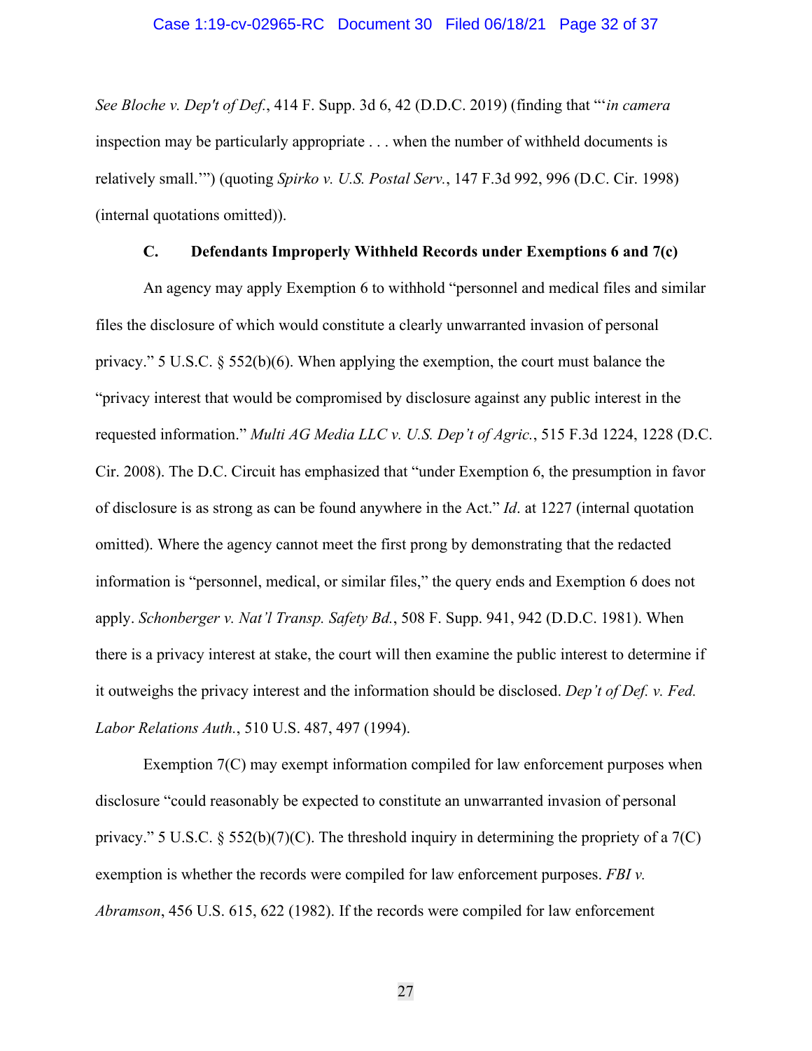*See Bloche v. Dep't of Def.*, 414 F. Supp. 3d 6, 42 (D.D.C. 2019) (finding that "'*in camera* inspection may be particularly appropriate . . . when the number of withheld documents is relatively small.'") (quoting *Spirko v. U.S. Postal Serv.*, 147 F.3d 992, 996 (D.C. Cir. 1998) (internal quotations omitted)).

### C. Defendants Improperly Withheld Records under Exemptions 6 and 7(c)

An agency may apply Exemption 6 to withhold "personnel and medical files and similar files the disclosure of which would constitute a clearly unwarranted invasion of personal privacy." 5 U.S.C. § 552(b)(6). When applying the exemption, the court must balance the "privacy interest that would be compromised by disclosure against any public interest in the requested information." *Multi AG Media LLC v. U.S. Dep't of Agric.*, 515 F.3d 1224, 1228 (D.C. Cir. 2008). The D.C. Circuit has emphasized that "under Exemption 6, the presumption in favor of disclosure is as strong as can be found anywhere in the Act." *Id*. at 1227 (internal quotation omitted). Where the agency cannot meet the first prong by demonstrating that the redacted information is "personnel, medical, or similar files," the query ends and Exemption 6 does not apply. *Schonberger v. Nat'l Transp. Safety Bd.*, 508 F. Supp. 941, 942 (D.D.C. 1981). When there is a privacy interest at stake, the court will then examine the public interest to determine if it outweighs the privacy interest and the information should be disclosed. *Dep't of Def. v. Fed. Labor Relations Auth.*, 510 U.S. 487, 497 (1994).

Exemption 7(C) may exempt information compiled for law enforcement purposes when disclosure "could reasonably be expected to constitute an unwarranted invasion of personal privacy." 5 U.S.C. § 552(b)(7)(C). The threshold inquiry in determining the propriety of a 7(C) exemption is whether the records were compiled for law enforcement purposes. *FBI v. Abramson*, 456 U.S. 615, 622 (1982). If the records were compiled for law enforcement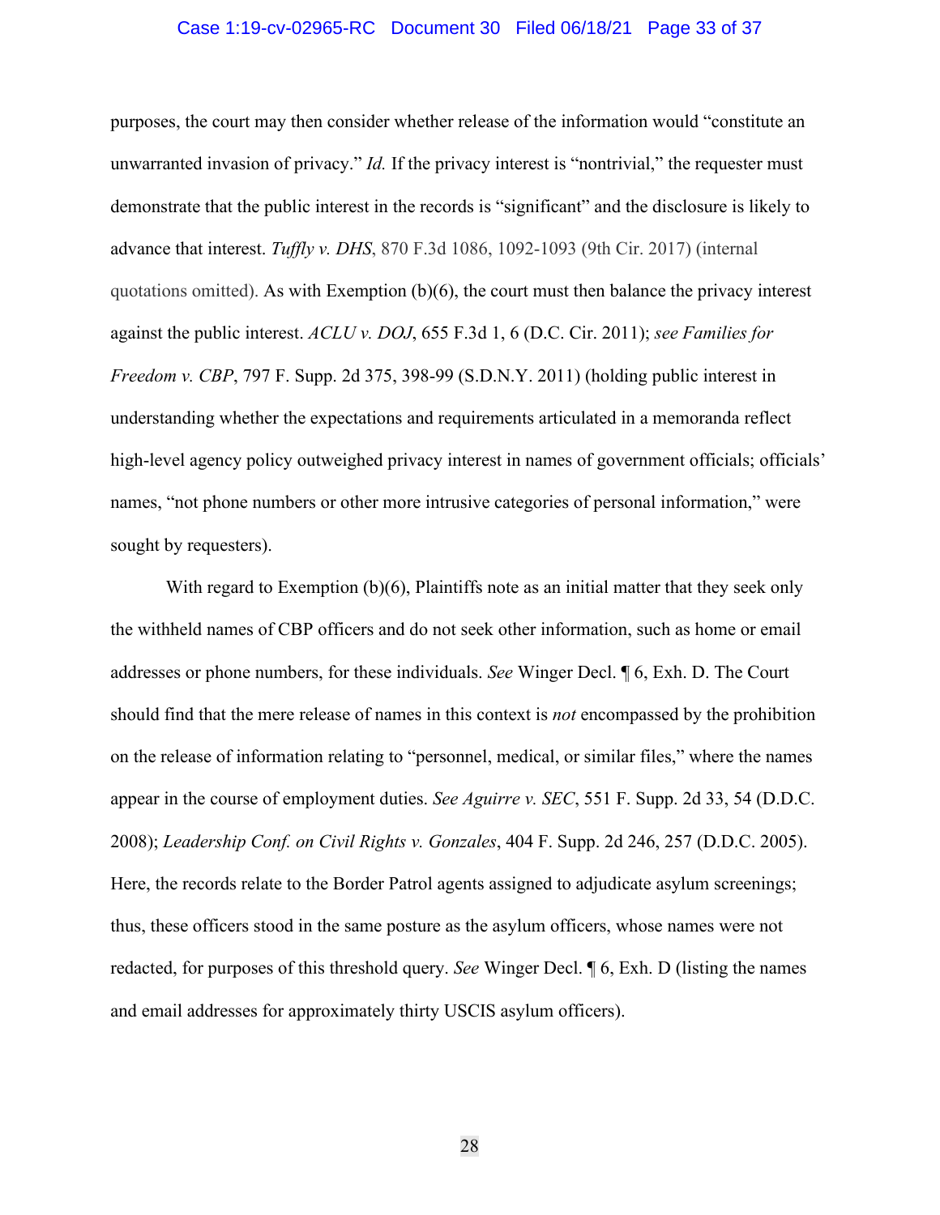purposes, the court may then consider whether release of the information would "constitute an unwarranted invasion of privacy." *Id.* If the privacy interest is "nontrivial," the requester must demonstrate that the public interest in the records is "significant" and the disclosure is likely to advance that interest. *Tuffly v. DHS*, 870 F.3d 1086, 1092-1093 (9th Cir. 2017) (internal quotations omitted). As with Exemption (b)(6), the court must then balance the privacy interest against the public interest. *ACLU v. DOJ*, 655 F.3d 1, 6 (D.C. Cir. 2011); *see Families for Freedom v. CBP*, 797 F. Supp. 2d 375, 398-99 (S.D.N.Y. 2011) (holding public interest in understanding whether the expectations and requirements articulated in a memoranda reflect high-level agency policy outweighed privacy interest in names of government officials; officials' names, "not phone numbers or other more intrusive categories of personal information," were sought by requesters).

With regard to Exemption (b)(6), Plaintiffs note as an initial matter that they seek only the withheld names of CBP officers and do not seek other information, such as home or email addresses or phone numbers, for these individuals. *See* Winger Decl. ¶ 6, Exh. D. The Court should find that the mere release of names in this context is *not* encompassed by the prohibition on the release of information relating to "personnel, medical, or similar files," where the names appear in the course of employment duties. *See Aguirre v. SEC*, 551 F. Supp. 2d 33, 54 (D.D.C. 2008); *Leadership Conf. on Civil Rights v. Gonzales*, 404 F. Supp. 2d 246, 257 (D.D.C. 2005). Here, the records relate to the Border Patrol agents assigned to adjudicate asylum screenings; thus, these officers stood in the same posture as the asylum officers, whose names were not redacted, for purposes of this threshold query. *See* Winger Decl. ¶ 6, Exh. D (listing the names and email addresses for approximately thirty USCIS asylum officers).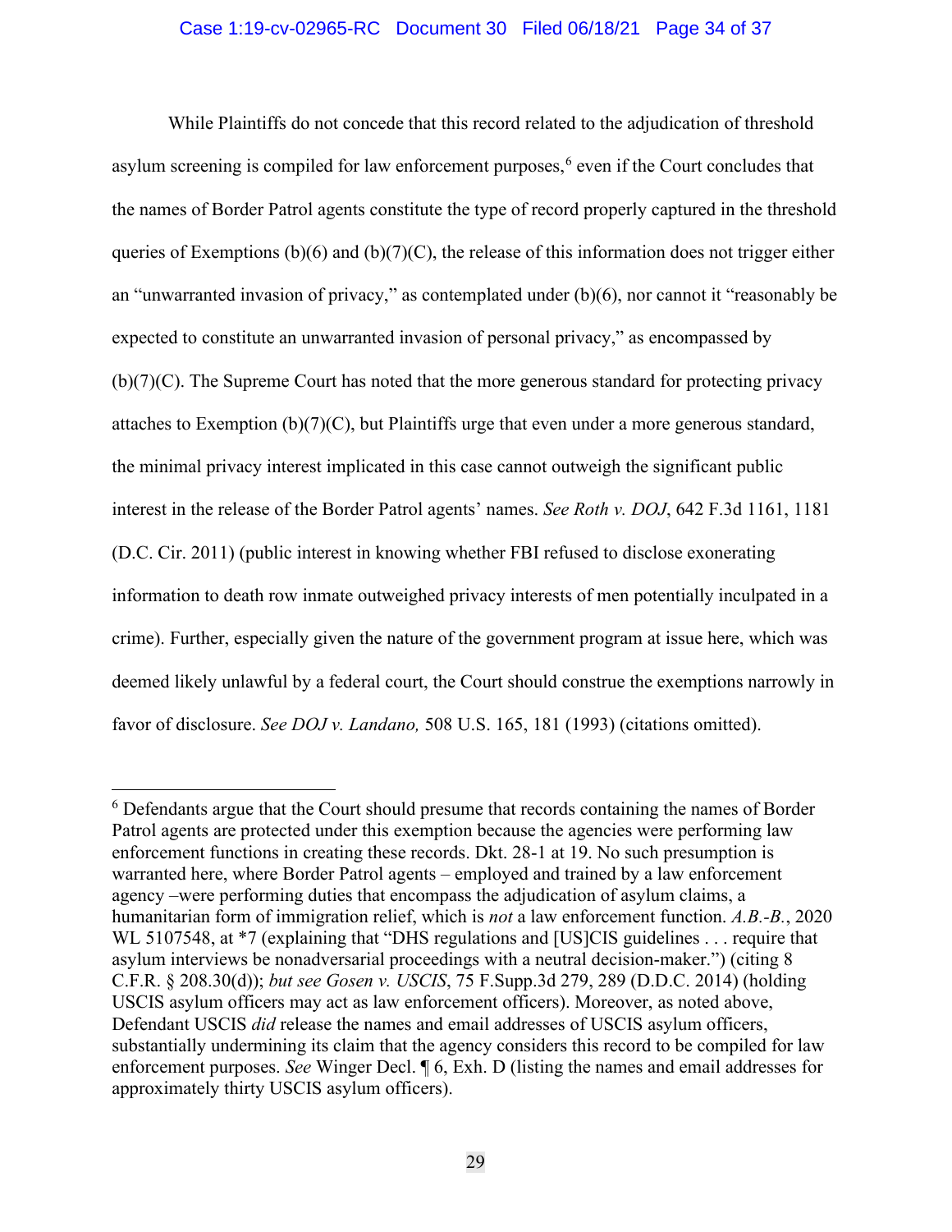While Plaintiffs do not concede that this record related to the adjudication of threshold asylum screening is compiled for law enforcement purposes,[6] even if the Court concludes that the names of Border Patrol agents constitute the type of record properly captured in the threshold queries of Exemptions (b)(6) and (b)(7)(C), the release of this information does not trigger either an "unwarranted invasion of privacy," as contemplated under (b)(6), nor cannot it "reasonably be expected to constitute an unwarranted invasion of personal privacy," as encompassed by (b)(7)(C). The Supreme Court has noted that the more generous standard for protecting privacy attaches to Exemption (b)(7)(C), but Plaintiffs urge that even under a more generous standard, the minimal privacy interest implicated in this case cannot outweigh the significant public interest in the release of the Border Patrol agents' names. *See Roth v. DOJ*, 642 F.3d 1161, 1181 (D.C. Cir. 2011) (public interest in knowing whether FBI refused to disclose exonerating information to death row inmate outweighed privacy interests of men potentially inculpated in a crime). Further, especially given the nature of the government program at issue here, which was deemed likely unlawful by a federal court, the Court should construe the exemptions narrowly in favor of disclosure. *See DOJ v. Landano,* 508 U.S. 165, 181 (1993) (citations omitted).

---

[6] Defendants argue that the Court should presume that records containing the names of Border Patrol agents are protected under this exemption because the agencies were performing law enforcement functions in creating these records. Dkt. 28-1 at 19. No such presumption is warranted here, where Border Patrol agents – employed and trained by a law enforcement agency –were performing duties that encompass the adjudication of asylum claims, a humanitarian form of immigration relief, which is *not* a law enforcement function. *A.B.-B.*, 2020 WL 5107548, at *7 (explaining that "DHS regulations and [US]CIS guidelines . . . require that asylum interviews be nonadversarial proceedings with a neutral decision-maker.") (citing 8 C.F.R. § 208.30(d)); *but see Gosen v. USCIS*, 75 F.Supp.3d 279, 289 (D.D.C. 2014) (holding USCIS asylum officers may act as law enforcement officers). Moreover, as noted above, Defendant USCIS *did* release the names and email addresses of USCIS asylum officers, substantially undermining its claim that the agency considers this record to be compiled for law enforcement purposes. *See* Winger Decl. ¶ 6, Exh. D (listing the names and email addresses for approximately thirty USCIS asylum officers).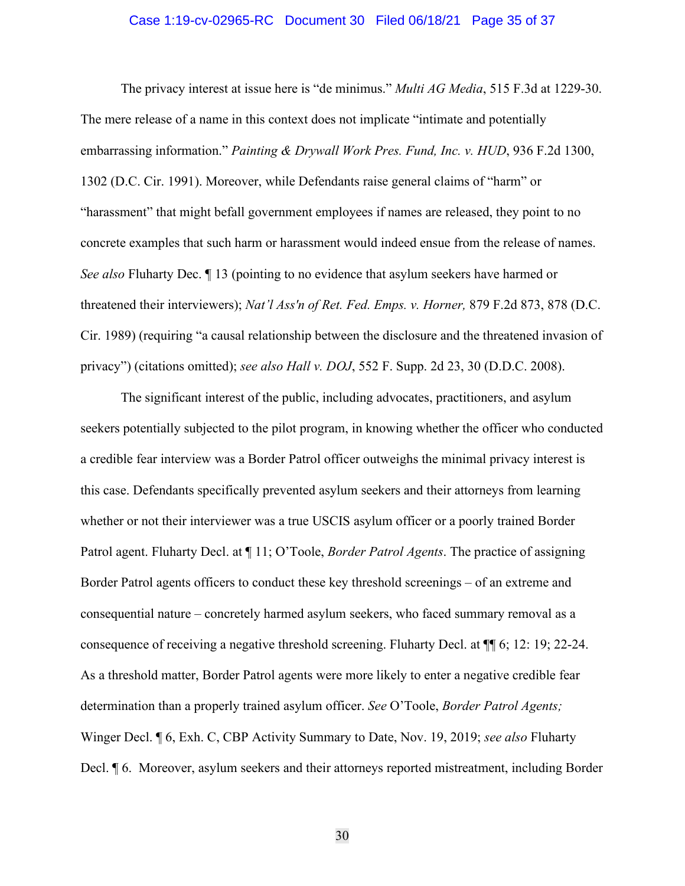The privacy interest at issue here is "de minimus." *Multi AG Media*, 515 F.3d at 1229-30. The mere release of a name in this context does not implicate "intimate and potentially embarrassing information." *Painting & Drywall Work Pres. Fund, Inc. v. HUD*, 936 F.2d 1300, 1302 (D.C. Cir. 1991). Moreover, while Defendants raise general claims of "harm" or "harassment" that might befall government employees if names are released, they point to no concrete examples that such harm or harassment would indeed ensue from the release of names. *See also* Fluharty Dec. ¶ 13 (pointing to no evidence that asylum seekers have harmed or threatened their interviewers); *Nat'l Ass'n of Ret. Fed. Emps. v. Horner,* 879 F.2d 873, 878 (D.C. Cir. 1989) (requiring "a causal relationship between the disclosure and the threatened invasion of privacy") (citations omitted); *see also Hall v. DOJ*, 552 F. Supp. 2d 23, 30 (D.D.C. 2008).

The significant interest of the public, including advocates, practitioners, and asylum seekers potentially subjected to the pilot program, in knowing whether the officer who conducted a credible fear interview was a Border Patrol officer outweighs the minimal privacy interest is this case. Defendants specifically prevented asylum seekers and their attorneys from learning whether or not their interviewer was a true USCIS asylum officer or a poorly trained Border Patrol agent. Fluharty Decl. at ¶ 11; O'Toole, *Border Patrol Agents*. The practice of assigning Border Patrol agents officers to conduct these key threshold screenings – of an extreme and consequential nature – concretely harmed asylum seekers, who faced summary removal as a consequence of receiving a negative threshold screening. Fluharty Decl. at ¶¶ 6; 12: 19; 22-24. As a threshold matter, Border Patrol agents were more likely to enter a negative credible fear determination than a properly trained asylum officer. *See* O'Toole, *Border Patrol Agents;* Winger Decl. ¶ 6, Exh. C, CBP Activity Summary to Date, Nov. 19, 2019; *see also* Fluharty Decl. ¶ 6. Moreover, asylum seekers and their attorneys reported mistreatment, including Border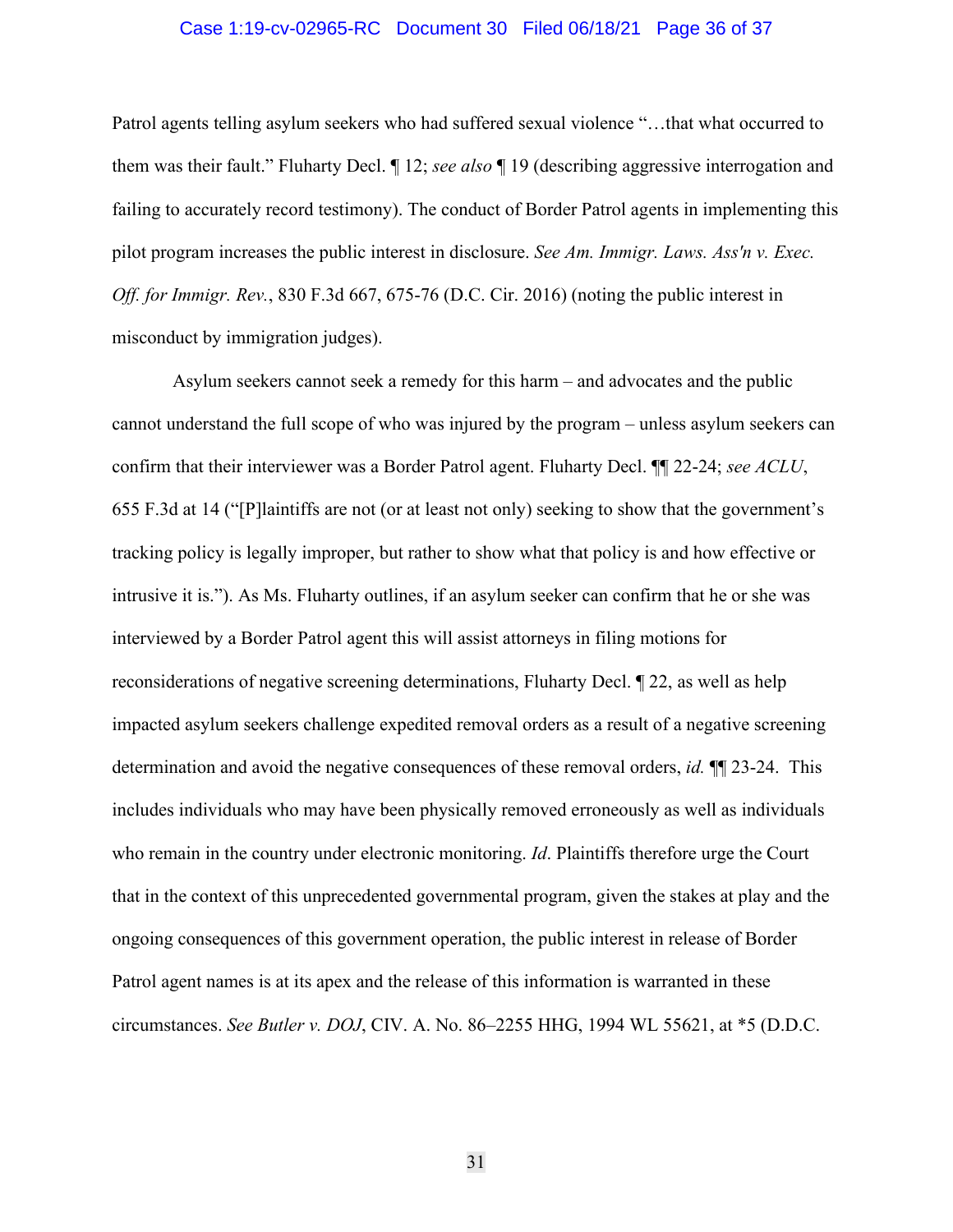Patrol agents telling asylum seekers who had suffered sexual violence "…that what occurred to them was their fault." Fluharty Decl. ¶ 12; *see also* ¶ 19 (describing aggressive interrogation and failing to accurately record testimony). The conduct of Border Patrol agents in implementing this pilot program increases the public interest in disclosure. *See Am. Immigr. Laws. Ass'n v. Exec. Off. for Immigr. Rev.*, 830 F.3d 667, 675-76 (D.C. Cir. 2016) (noting the public interest in misconduct by immigration judges).

Asylum seekers cannot seek a remedy for this harm – and advocates and the public cannot understand the full scope of who was injured by the program – unless asylum seekers can confirm that their interviewer was a Border Patrol agent. Fluharty Decl. ¶¶ 22-24; *see ACLU*, 655 F.3d at 14 ("[P]laintiffs are not (or at least not only) seeking to show that the government's tracking policy is legally improper, but rather to show what that policy is and how effective or intrusive it is."). As Ms. Fluharty outlines, if an asylum seeker can confirm that he or she was interviewed by a Border Patrol agent this will assist attorneys in filing motions for reconsiderations of negative screening determinations, Fluharty Decl. ¶ 22, as well as help impacted asylum seekers challenge expedited removal orders as a result of a negative screening determination and avoid the negative consequences of these removal orders, *id.* ¶¶ 23-24. This includes individuals who may have been physically removed erroneously as well as individuals who remain in the country under electronic monitoring. *Id*. Plaintiffs therefore urge the Court that in the context of this unprecedented governmental program, given the stakes at play and the ongoing consequences of this government operation, the public interest in release of Border Patrol agent names is at its apex and the release of this information is warranted in these circumstances. *See Butler v. DOJ*, CIV. A. No. 86–2255 HHG, 1994 WL 55621, at *5 (D.D.C.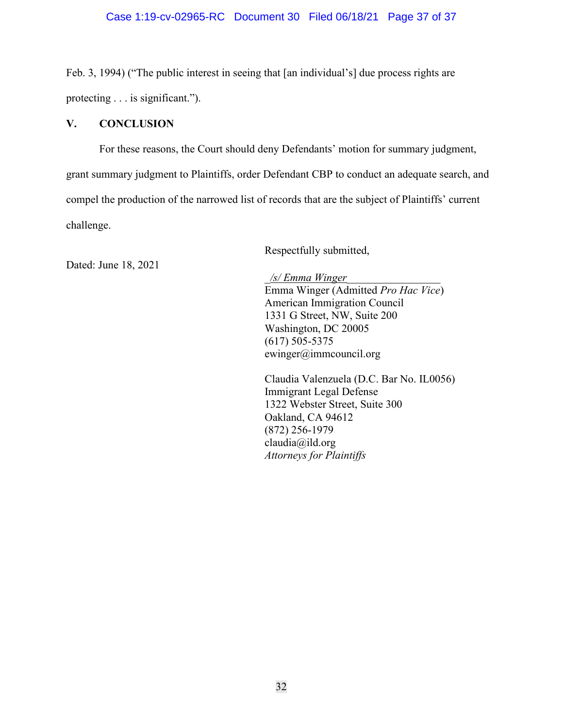Feb. 3, 1994) ("The public interest in seeing that [an individual's] due process rights are protecting . . . is significant.").

## V. CONCLUSION

For these reasons, the Court should deny Defendants' motion for summary judgment, grant summary judgment to Plaintiffs, order Defendant CBP to conduct an adequate search, and compel the production of the narrowed list of records that are the subject of Plaintiffs' current challenge.

Dated: June 18, 2021

Respectfully submitted,

*/s/ Emma Winger*
Emma Winger (Admitted *Pro Hac Vice*)
American Immigration Council
1331 G Street, NW, Suite 200
Washington, DC 20005
(617) 505-5375
ewinger@immcouncil.org

Claudia Valenzuela (D.C. Bar No. IL0056)
Immigrant Legal Defense
1322 Webster Street, Suite 300
Oakland, CA 94612
(872) 256-1979
claudia@ild.org
*Attorneys for Plaintiffs*